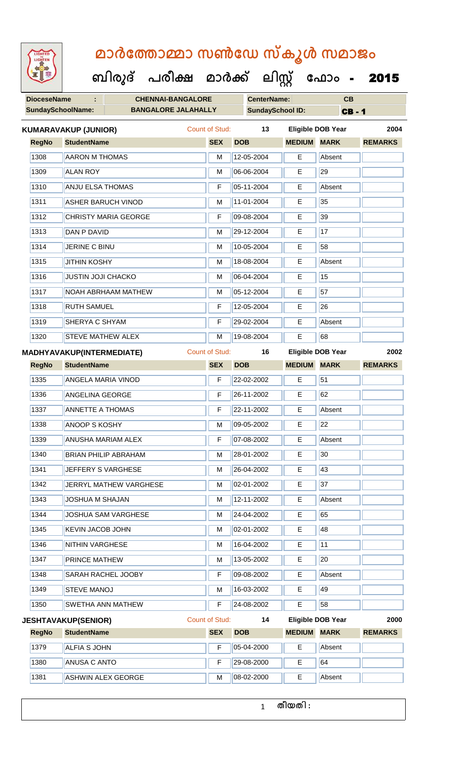# മാർത്തോമ്മാ സൺഡേ സ്കൂൾ സമാജം

## ബിരുദ് പരീക്ഷ മാർക്ക് ലിസ്റ്റ് ഫോം - 2015

| DioceseName : | CHENNAI-BANGALORE | CenterName: | CB |
|---|---|---|---|
| SundaySchoolName: | BANGALORE JALAHALLY | SundaySchool ID: | CB - 1 |

**KUMARAVAKUP (JUNIOR)** Count of Stud: 13 Eligible DOB Year 2004

| RegNo | StudentName | SEX | DOB | MEDIUM | MARK | REMARKS |
|---|---|---|---|---|---|---|
| 1308 | AARON M THOMAS | M | 12-05-2004 | E | Absent | |
| 1309 | ALAN ROY | M | 06-06-2004 | E | 29 | |
| 1310 | ANJU ELSA THOMAS | F | 05-11-2004 | E | Absent | |
| 1311 | ASHER BARUCH VINOD | M | 11-01-2004 | E | 35 | |
| 1312 | CHRISTY MARIA GEORGE | F | 09-08-2004 | E | 39 | |
| 1313 | DAN P DAVID | M | 29-12-2004 | E | 17 | |
| 1314 | JERINE C BINU | M | 10-05-2004 | E | 58 | |
| 1315 | JITHIN KOSHY | M | 18-08-2004 | E | Absent | |
| 1316 | JUSTIN JOJI CHACKO | M | 06-04-2004 | E | 15 | |
| 1317 | NOAH ABRHAAM MATHEW | M | 05-12-2004 | E | 57 | |
| 1318 | RUTH SAMUEL | F | 12-05-2004 | E | 26 | |
| 1319 | SHERYA C SHYAM | F | 29-02-2004 | E | Absent | |
| 1320 | STEVE MATHEW ALEX | M | 19-08-2004 | E | 68 | |

**MADHYAVAKUP(INTERMEDIATE)** Count of Stud: 16 Eligible DOB Year 2002

| RegNo | StudentName | SEX | DOB | MEDIUM | MARK | REMARKS |
|---|---|---|---|---|---|---|
| 1335 | ANGELA MARIA VINOD | F | 22-02-2002 | E | 51 | |
| 1336 | ANGELINA GEORGE | F | 26-11-2002 | E | 62 | |
| 1337 | ANNETTE A THOMAS | F | 22-11-2002 | E | Absent | |
| 1338 | ANOOP S KOSHY | M | 09-05-2002 | E | 22 | |
| 1339 | ANUSHA MARIAM ALEX | F | 07-08-2002 | E | Absent | |
| 1340 | BRIAN PHILIP ABRAHAM | M | 28-01-2002 | E | 30 | |
| 1341 | JEFFERY S VARGHESE | M | 26-04-2002 | E | 43 | |
| 1342 | JERRYL MATHEW VARGHESE | M | 02-01-2002 | E | 37 | |
| 1343 | JOSHUA M SHAJAN | M | 12-11-2002 | E | Absent | |
| 1344 | JOSHUA SAM VARGHESE | M | 24-04-2002 | E | 65 | |
| 1345 | KEVIN JACOB JOHN | M | 02-01-2002 | E | 48 | |
| 1346 | NITHIN VARGHESE | M | 16-04-2002 | E | 11 | |
| 1347 | PRINCE MATHEW | M | 13-05-2002 | E | 20 | |
| 1348 | SARAH RACHEL JOOBY | F | 09-08-2002 | E | Absent | |
| 1349 | STEVE MANOJ | M | 16-03-2002 | E | 49 | |
| 1350 | SWETHA ANN MATHEW | F | 24-08-2002 | E | 58 | |

**JESHTAVAKUP(SENIOR)** Count of Stud: 14 Eligible DOB Year 2000

| RegNo | StudentName | SEX | DOB | MEDIUM | MARK | REMARKS |
|---|---|---|---|---|---|---|
| 1379 | ALFIA S JOHN | F | 05-04-2000 | E | Absent | |
| 1380 | ANUSA C ANTO | F | 29-08-2000 | E | 64 | |
| 1381 | ASHWIN ALEX GEORGE | M | 08-02-2000 | E | Absent | |

തീയതി :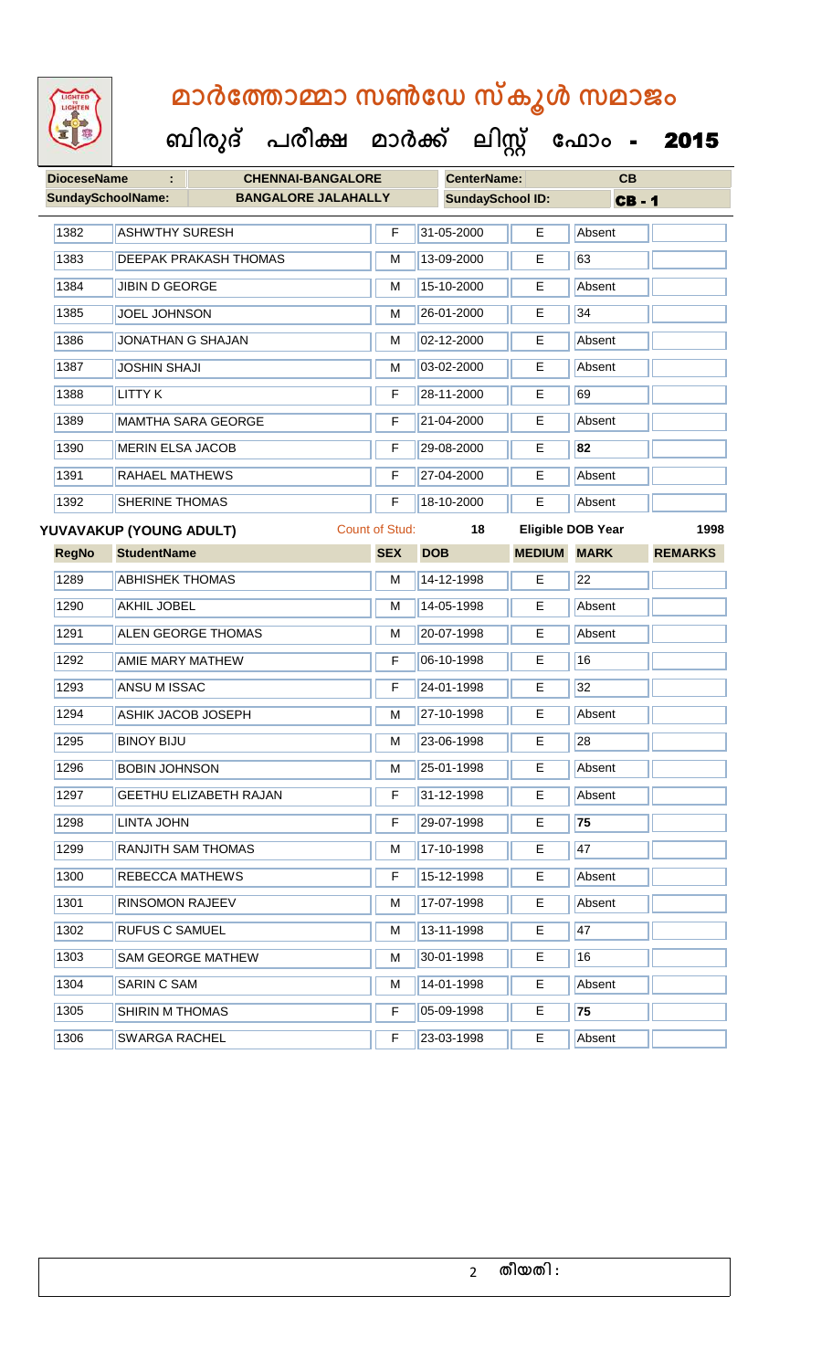# മാർത്തോമ്മാ സൺഡേ സ്കൂൾ സമാജം

## ബിരുദ് പരീക്ഷ മാർക്ക് ലിസ്റ്റ് ഫോം - 2015

| DioceseName : | CHENNAI-BANGALORE | CenterName: | CB |
|---|---|---|---|
| SundaySchoolName: | BANGALORE JALAHALLY | SundaySchool ID: | CB - 1 |

| RegNo | StudentName | SEX | DOB | MEDIUM | MARK | REMARKS |
|---|---|---|---|---|---|---|
| 1382 | ASHWTHY SURESH | F | 31-05-2000 | E | Absent | |
| 1383 | DEEPAK PRAKASH THOMAS | M | 13-09-2000 | E | 63 | |
| 1384 | JIBIN D GEORGE | M | 15-10-2000 | E | Absent | |
| 1385 | JOEL JOHNSON | M | 26-01-2000 | E | 34 | |
| 1386 | JONATHAN G SHAJAN | M | 02-12-2000 | E | Absent | |
| 1387 | JOSHIN SHAJI | M | 03-02-2000 | E | Absent | |
| 1388 | LITTY K | F | 28-11-2000 | E | 69 | |
| 1389 | MAMTHA SARA GEORGE | F | 21-04-2000 | E | Absent | |
| 1390 | MERIN ELSA JACOB | F | 29-08-2000 | E | **82** | |
| 1391 | RAHAEL MATHEWS | F | 27-04-2000 | E | Absent | |
| 1392 | SHERINE THOMAS | F | 18-10-2000 | E | Absent | |

**YUVAVAKUP (YOUNG ADULT)** Count of Stud: 18 Eligible DOB Year 1998

| RegNo | StudentName | SEX | DOB | MEDIUM | MARK | REMARKS |
|---|---|---|---|---|---|---|
| 1289 | ABHISHEK THOMAS | M | 14-12-1998 | E | 22 | |
| 1290 | AKHIL JOBEL | M | 14-05-1998 | E | Absent | |
| 1291 | ALEN GEORGE THOMAS | M | 20-07-1998 | E | Absent | |
| 1292 | AMIE MARY MATHEW | F | 06-10-1998 | E | 16 | |
| 1293 | ANSU M ISSAC | F | 24-01-1998 | E | 32 | |
| 1294 | ASHIK JACOB JOSEPH | M | 27-10-1998 | E | Absent | |
| 1295 | BINOY BIJU | M | 23-06-1998 | E | 28 | |
| 1296 | BOBIN JOHNSON | M | 25-01-1998 | E | Absent | |
| 1297 | GEETHU ELIZABETH RAJAN | F | 31-12-1998 | E | Absent | |
| 1298 | LINTA JOHN | F | 29-07-1998 | E | **75** | |
| 1299 | RANJITH SAM THOMAS | M | 17-10-1998 | E | 47 | |
| 1300 | REBECCA MATHEWS | F | 15-12-1998 | E | Absent | |
| 1301 | RINSOMON RAJEEV | M | 17-07-1998 | E | Absent | |
| 1302 | RUFUS C SAMUEL | M | 13-11-1998 | E | 47 | |
| 1303 | SAM GEORGE MATHEW | M | 30-01-1998 | E | 16 | |
| 1304 | SARIN C SAM | M | 14-01-1998 | E | Absent | |
| 1305 | SHIRIN M THOMAS | F | 05-09-1998 | E | **75** | |
| 1306 | SWARGA RACHEL | F | 23-03-1998 | E | Absent | |

തീയതി :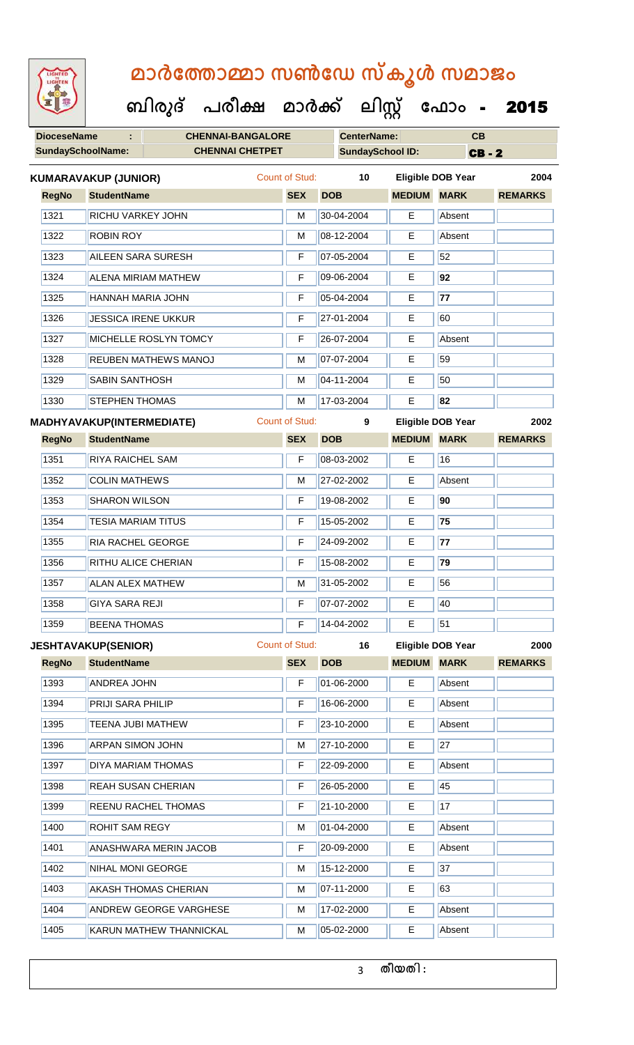# മാർത്തോമ്മാ സൺഡേ സ്കൂൾ സമാജം

## ബിരുദ് പരീക്ഷ മാർക്ക് ലിസ്റ്റ് ഫോം - 2015

| DioceseName : | CHENNAI-BANGALORE | CenterName: | CB |
|---|---|---|---|
| SundaySchoolName: | CHENNAI CHETPET | SundaySchool ID: | CB - 2 |

**KUMARAVAKUP (JUNIOR)** Count of Stud: 10 Eligible DOB Year 2004

| RegNo | StudentName | SEX | DOB | MEDIUM | MARK | REMARKS |
|---|---|---|---|---|---|---|
| 1321 | RICHU VARKEY JOHN | M | 30-04-2004 | E | Absent | |
| 1322 | ROBIN ROY | M | 08-12-2004 | E | Absent | |
| 1323 | AILEEN SARA SURESH | F | 07-05-2004 | E | 52 | |
| 1324 | ALENA MIRIAM MATHEW | F | 09-06-2004 | E | 92 | |
| 1325 | HANNAH MARIA JOHN | F | 05-04-2004 | E | 77 | |
| 1326 | JESSICA IRENE UKKUR | F | 27-01-2004 | E | 60 | |
| 1327 | MICHELLE ROSLYN TOMCY | F | 26-07-2004 | E | Absent | |
| 1328 | REUBEN MATHEWS MANOJ | M | 07-07-2004 | E | 59 | |
| 1329 | SABIN SANTHOSH | M | 04-11-2004 | E | 50 | |
| 1330 | STEPHEN THOMAS | M | 17-03-2004 | E | 82 | |

**MADHYAVAKUP(INTERMEDIATE)** Count of Stud: 9 Eligible DOB Year 2002

| RegNo | StudentName | SEX | DOB | MEDIUM | MARK | REMARKS |
|---|---|---|---|---|---|---|
| 1351 | RIYA RAICHEL SAM | F | 08-03-2002 | E | 16 | |
| 1352 | COLIN MATHEWS | M | 27-02-2002 | E | Absent | |
| 1353 | SHARON WILSON | F | 19-08-2002 | E | 90 | |
| 1354 | TESIA MARIAM TITUS | F | 15-05-2002 | E | 75 | |
| 1355 | RIA RACHEL GEORGE | F | 24-09-2002 | E | 77 | |
| 1356 | RITHU ALICE CHERIAN | F | 15-08-2002 | E | 79 | |
| 1357 | ALAN ALEX MATHEW | M | 31-05-2002 | E | 56 | |
| 1358 | GIYA SARA REJI | F | 07-07-2002 | E | 40 | |
| 1359 | BEENA THOMAS | F | 14-04-2002 | E | 51 | |

**JESHTAVAKUP(SENIOR)** Count of Stud: 16 Eligible DOB Year 2000

| RegNo | StudentName | SEX | DOB | MEDIUM | MARK | REMARKS |
|---|---|---|---|---|---|---|
| 1393 | ANDREA JOHN | F | 01-06-2000 | E | Absent | |
| 1394 | PRIJI SARA PHILIP | F | 16-06-2000 | E | Absent | |
| 1395 | TEENA JUBI MATHEW | F | 23-10-2000 | E | Absent | |
| 1396 | ARPAN SIMON JOHN | M | 27-10-2000 | E | 27 | |
| 1397 | DIYA MARIAM THOMAS | F | 22-09-2000 | E | Absent | |
| 1398 | REAH SUSAN CHERIAN | F | 26-05-2000 | E | 45 | |
| 1399 | REENU RACHEL THOMAS | F | 21-10-2000 | E | 17 | |
| 1400 | ROHIT SAM REGY | M | 01-04-2000 | E | Absent | |
| 1401 | ANASHWARA MERIN JACOB | F | 20-09-2000 | E | Absent | |
| 1402 | NIHAL MONI GEORGE | M | 15-12-2000 | E | 37 | |
| 1403 | AKASH THOMAS CHERIAN | M | 07-11-2000 | E | 63 | |
| 1404 | ANDREW GEORGE VARGHESE | M | 17-02-2000 | E | Absent | |
| 1405 | KARUN MATHEW THANNICKAL | M | 05-02-2000 | E | Absent | |

തീയതി :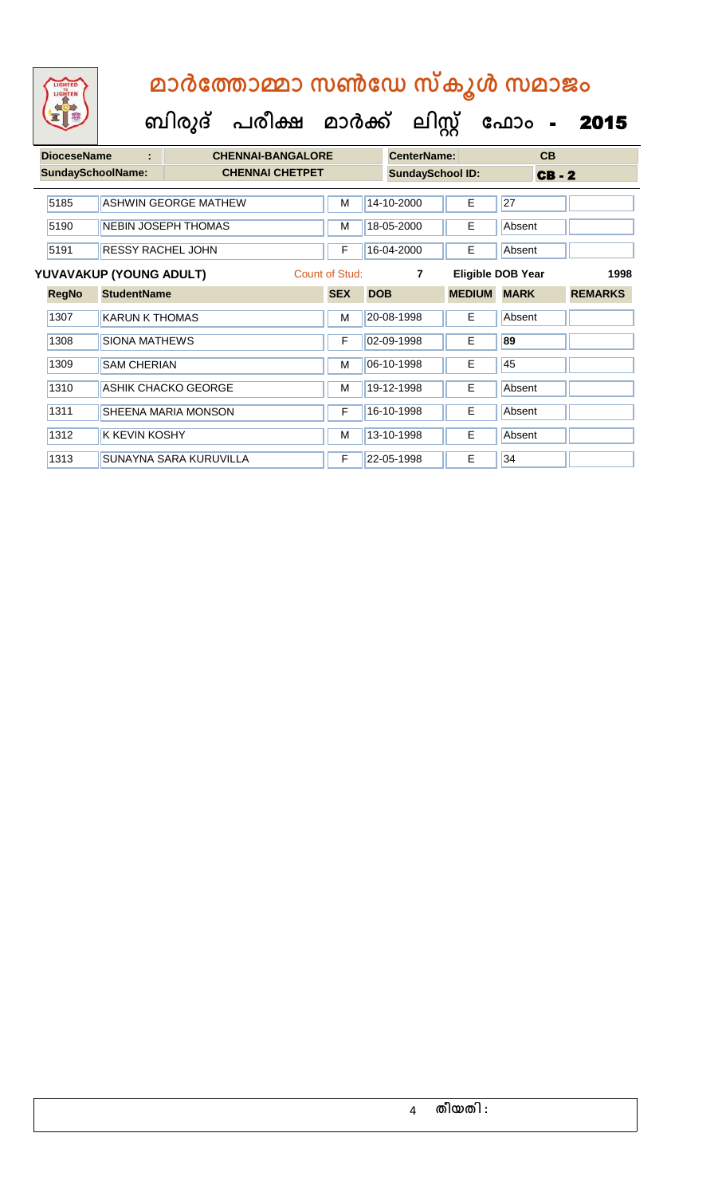# മാർത്തോമ്മാ സൺഡേ സ്കൂൾ സമാജം

## ബിരുദ് പരീക്ഷ മാർക്ക് ലിസ്റ്റ് ഫോം - 2015

| DioceseName : | CHENNAI-BANGALORE | CenterName: | CB |
|---|---|---|---|
| SundaySchoolName: | CHENNAI CHETPET | SundaySchool ID: | CB - 2 |

| RegNo | StudentName | SEX | DOB | MEDIUM | MARK | REMARKS |
|---|---|---|---|---|---|---|
| 5185 | ASHWIN GEORGE MATHEW | M | 14-10-2000 | E | 27 | |
| 5190 | NEBIN JOSEPH THOMAS | M | 18-05-2000 | E | Absent | |
| 5191 | RESSY RACHEL JOHN | F | 16-04-2000 | E | Absent | |

**YUVAVAKUP (YOUNG ADULT)** Count of Stud: 7 Eligible DOB Year 1998

| RegNo | StudentName | SEX | DOB | MEDIUM | MARK | REMARKS |
|---|---|---|---|---|---|---|
| 1307 | KARUN K THOMAS | M | 20-08-1998 | E | Absent | |
| 1308 | SIONA MATHEWS | F | 02-09-1998 | E | 89 | |
| 1309 | SAM CHERIAN | M | 06-10-1998 | E | 45 | |
| 1310 | ASHIK CHACKO GEORGE | M | 19-12-1998 | E | Absent | |
| 1311 | SHEENA MARIA MONSON | F | 16-10-1998 | E | Absent | |
| 1312 | K KEVIN KOSHY | M | 13-10-1998 | E | Absent | |
| 1313 | SUNAYNA SARA KURUVILLA | F | 22-05-1998 | E | 34 | |

തീയതി :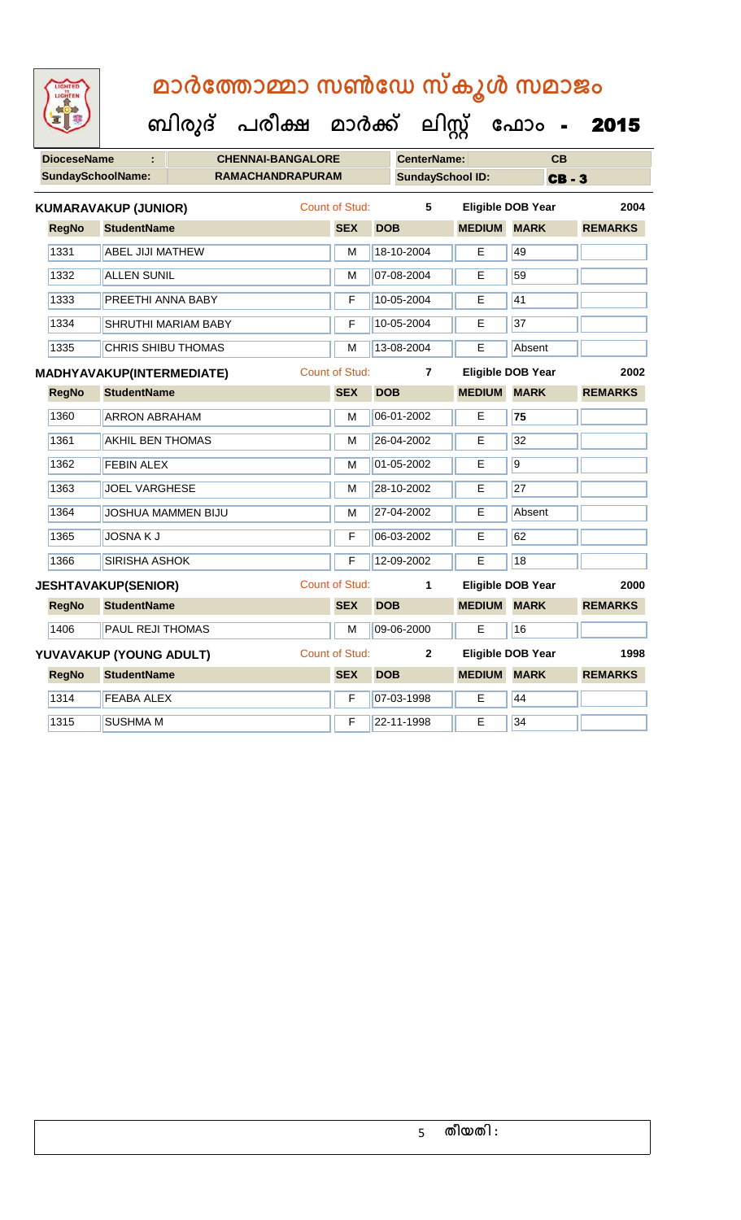# മാർത്തോമ്മാ സൺഡേ സ്കൂൾ സമാജം

## ബിരുദ് പരീക്ഷ മാർക്ക് ലിസ്റ്റ് ഫോം - 2015

| DioceseName | : | CHENNAI-BANGALORE | CenterName: | CB |
|---|---|---|---|---|
| SundaySchoolName: | | RAMACHANDRAPURAM | SundaySchool ID: | CB - 3 |

**KUMARAVAKUP (JUNIOR)** Count of Stud: 5 Eligible DOB Year 2004

| RegNo | StudentName | SEX | DOB | MEDIUM | MARK | REMARKS |
|---|---|---|---|---|---|---|
| 1331 | ABEL JIJI MATHEW | M | 18-10-2004 | E | 49 | |
| 1332 | ALLEN SUNIL | M | 07-08-2004 | E | 59 | |
| 1333 | PREETHI ANNA BABY | F | 10-05-2004 | E | 41 | |
| 1334 | SHRUTHI MARIAM BABY | F | 10-05-2004 | E | 37 | |
| 1335 | CHRIS SHIBU THOMAS | M | 13-08-2004 | E | Absent | |

**MADHYAVAKUP(INTERMEDIATE)** Count of Stud: 7 Eligible DOB Year 2002

| RegNo | StudentName | SEX | DOB | MEDIUM | MARK | REMARKS |
|---|---|---|---|---|---|---|
| 1360 | ARRON ABRAHAM | M | 06-01-2002 | E | **75** | |
| 1361 | AKHIL BEN THOMAS | M | 26-04-2002 | E | 32 | |
| 1362 | FEBIN ALEX | M | 01-05-2002 | E | 9 | |
| 1363 | JOEL VARGHESE | M | 28-10-2002 | E | 27 | |
| 1364 | JOSHUA MAMMEN BIJU | M | 27-04-2002 | E | Absent | |
| 1365 | JOSNA K J | F | 06-03-2002 | E | 62 | |
| 1366 | SIRISHA ASHOK | F | 12-09-2002 | E | 18 | |

**JESHTAVAKUP(SENIOR)** Count of Stud: 1 Eligible DOB Year 2000

| RegNo | StudentName | SEX | DOB | MEDIUM | MARK | REMARKS |
|---|---|---|---|---|---|---|
| 1406 | PAUL REJI THOMAS | M | 09-06-2000 | E | 16 | |

**YUVAVAKUP (YOUNG ADULT)** Count of Stud: 2 Eligible DOB Year 1998

| RegNo | StudentName | SEX | DOB | MEDIUM | MARK | REMARKS |
|---|---|---|---|---|---|---|
| 1314 | FEABA ALEX | F | 07-03-1998 | E | 44 | |
| 1315 | SUSHMA M | F | 22-11-1998 | E | 34 | |

തീയതി :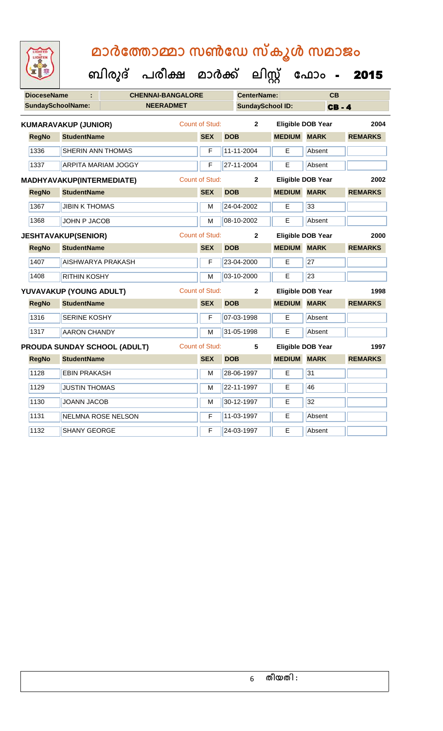# മാർത്തോമ്മാ സൺഡേ സ്കൂൾ സമാജം

## ബിരുദ് പരീക്ഷ മാർക്ക് ലിസ്റ്റ് ഫോം - 2015

| DioceseName : | CHENNAI-BANGALORE | CenterName: | CB |
|---|---|---|---|
| SundaySchoolName: | NEERADMET | SundaySchool ID: | CB - 4 |

**KUMARAVAKUP (JUNIOR)** Count of Stud: 2 Eligible DOB Year 2004

| RegNo | StudentName | SEX | DOB | MEDIUM | MARK | REMARKS |
|---|---|---|---|---|---|---|
| 1336 | SHERIN ANN THOMAS | F | 11-11-2004 | E | Absent | |
| 1337 | ARPITA MARIAM JOGGY | F | 27-11-2004 | E | Absent | |

**MADHYAVAKUP(INTERMEDIATE)** Count of Stud: 2 Eligible DOB Year 2002

| RegNo | StudentName | SEX | DOB | MEDIUM | MARK | REMARKS |
|---|---|---|---|---|---|---|
| 1367 | JIBIN K THOMAS | M | 24-04-2002 | E | 33 | |
| 1368 | JOHN P JACOB | M | 08-10-2002 | E | Absent | |

**JESHTAVAKUP(SENIOR)** Count of Stud: 2 Eligible DOB Year 2000

| RegNo | StudentName | SEX | DOB | MEDIUM | MARK | REMARKS |
|---|---|---|---|---|---|---|
| 1407 | AISHWARYA PRAKASH | F | 23-04-2000 | E | 27 | |
| 1408 | RITHIN KOSHY | M | 03-10-2000 | E | 23 | |

**YUVAVAKUP (YOUNG ADULT)** Count of Stud: 2 Eligible DOB Year 1998

| RegNo | StudentName | SEX | DOB | MEDIUM | MARK | REMARKS |
|---|---|---|---|---|---|---|
| 1316 | SERINE KOSHY | F | 07-03-1998 | E | Absent | |
| 1317 | AARON CHANDY | M | 31-05-1998 | E | Absent | |

**PROUDA SUNDAY SCHOOL (ADULT)** Count of Stud: 5 Eligible DOB Year 1997

| RegNo | StudentName | SEX | DOB | MEDIUM | MARK | REMARKS |
|---|---|---|---|---|---|---|
| 1128 | EBIN PRAKASH | M | 28-06-1997 | E | 31 | |
| 1129 | JUSTIN THOMAS | M | 22-11-1997 | E | 46 | |
| 1130 | JOANN JACOB | M | 30-12-1997 | E | 32 | |
| 1131 | NELMNA ROSE NELSON | F | 11-03-1997 | E | Absent | |
| 1132 | SHANY GEORGE | F | 24-03-1997 | E | Absent | |

തീയതി :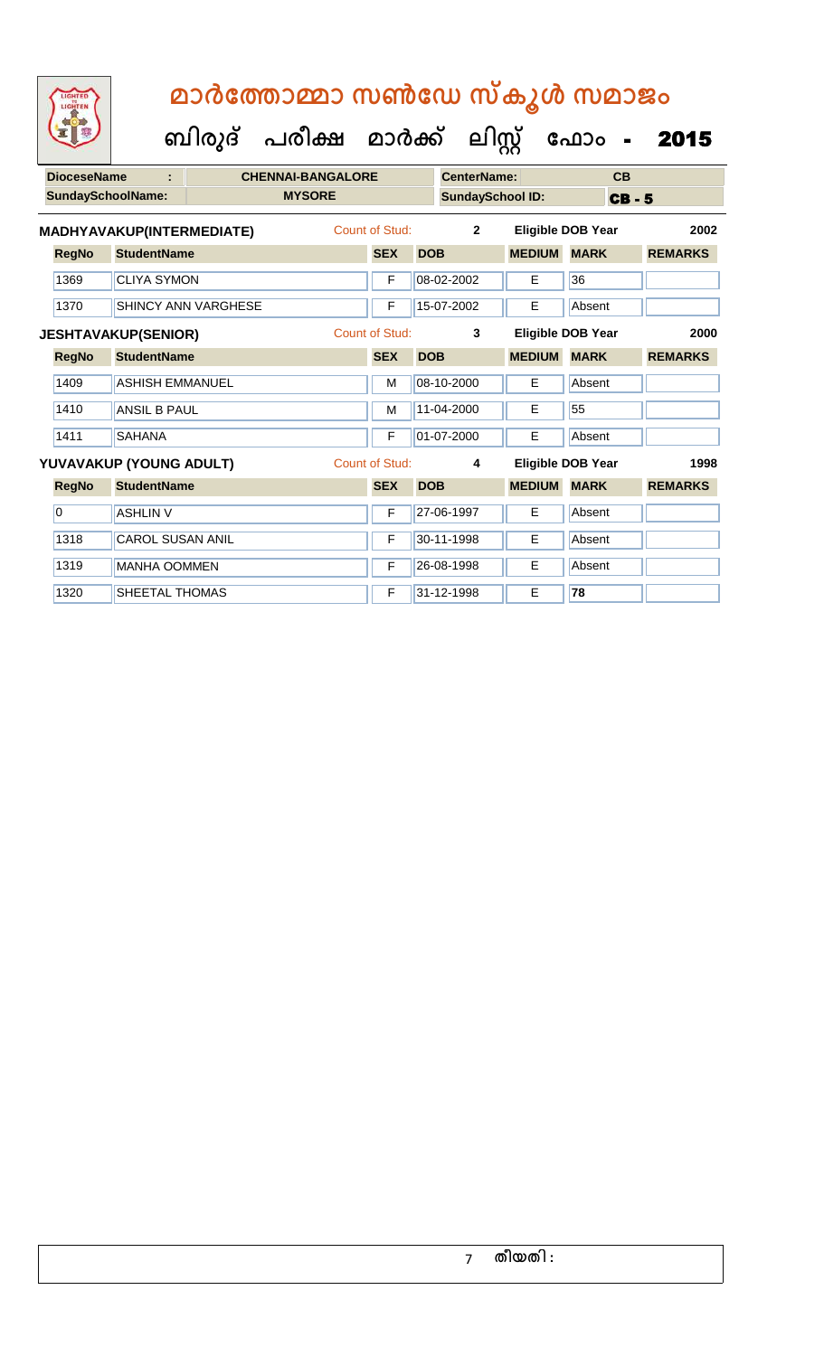# മാർത്തോമ്മാ സൺഡേ സ്കൂൾ സമാജം

## ബിരുദ് പരീക്ഷ മാർക്ക് ലിസ്റ്റ് ഫോം - 2015

| DioceseName : | CHENNAI-BANGALORE | CenterName: | CB |
|---|---|---|---|
| SundaySchoolName: | MYSORE | SundaySchool ID: | CB - 5 |

**MADHYAVAKUP(INTERMEDIATE)** Count of Stud: 2 Eligible DOB Year 2002

| RegNo | StudentName | SEX | DOB | MEDIUM | MARK | REMARKS |
|---|---|---|---|---|---|---|
| 1369 | CLIYA SYMON | F | 08-02-2002 | E | 36 | |
| 1370 | SHINCY ANN VARGHESE | F | 15-07-2002 | E | Absent | |

**JESHTAVAKUP(SENIOR)** Count of Stud: 3 Eligible DOB Year 2000

| RegNo | StudentName | SEX | DOB | MEDIUM | MARK | REMARKS |
|---|---|---|---|---|---|---|
| 1409 | ASHISH EMMANUEL | M | 08-10-2000 | E | Absent | |
| 1410 | ANSIL B PAUL | M | 11-04-2000 | E | 55 | |
| 1411 | SAHANA | F | 01-07-2000 | E | Absent | |

**YUVAVAKUP (YOUNG ADULT)** Count of Stud: 4 Eligible DOB Year 1998

| RegNo | StudentName | SEX | DOB | MEDIUM | MARK | REMARKS |
|---|---|---|---|---|---|---|
| 0 | ASHLIN V | F | 27-06-1997 | E | Absent | |
| 1318 | CAROL SUSAN ANIL | F | 30-11-1998 | E | Absent | |
| 1319 | MANHA OOMMEN | F | 26-08-1998 | E | Absent | |
| 1320 | SHEETAL THOMAS | F | 31-12-1998 | E | 78 | |

തീയതി :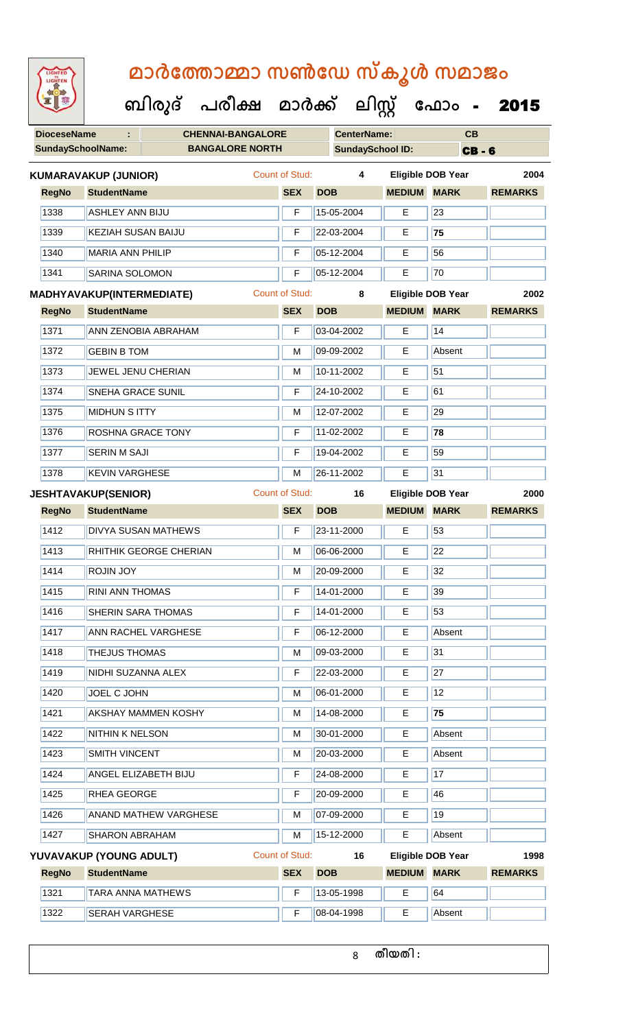# മാർത്തോമ്മാ സൺഡേ സ്കൂൾ സമാജം

## ബിരുദ് പരീക്ഷ മാർക്ക് ലിസ്റ്റ് ഫോം - 2015

| DioceseName | : | CHENNAI-BANGALORE | CenterName: | CB |
|---|---|---|---|---|
| SundaySchoolName: | | BANGALORE NORTH | SundaySchool ID: | CB - 6 |

**KUMARAVAKUP (JUNIOR)** Count of Stud: 4 Eligible DOB Year 2004

| RegNo | StudentName | SEX | DOB | MEDIUM | MARK | REMARKS |
|---|---|---|---|---|---|---|
| 1338 | ASHLEY ANN BIJU | F | 15-05-2004 | E | 23 | |
| 1339 | KEZIAH SUSAN BAIJU | F | 22-03-2004 | E | **75** | |
| 1340 | MARIA ANN PHILIP | F | 05-12-2004 | E | 56 | |
| 1341 | SARINA SOLOMON | F | 05-12-2004 | E | 70 | |

**MADHYAVAKUP(INTERMEDIATE)** Count of Stud: 8 Eligible DOB Year 2002

| RegNo | StudentName | SEX | DOB | MEDIUM | MARK | REMARKS |
|---|---|---|---|---|---|---|
| 1371 | ANN ZENOBIA ABRAHAM | F | 03-04-2002 | E | 14 | |
| 1372 | GEBIN B TOM | M | 09-09-2002 | E | Absent | |
| 1373 | JEWEL JENU CHERIAN | M | 10-11-2002 | E | 51 | |
| 1374 | SNEHA GRACE SUNIL | F | 24-10-2002 | E | 61 | |
| 1375 | MIDHUN S ITTY | M | 12-07-2002 | E | 29 | |
| 1376 | ROSHNA GRACE TONY | F | 11-02-2002 | E | **78** | |
| 1377 | SERIN M SAJI | F | 19-04-2002 | E | 59 | |
| 1378 | KEVIN VARGHESE | M | 26-11-2002 | E | 31 | |

**JESHTAVAKUP(SENIOR)** Count of Stud: 16 Eligible DOB Year 2000

| RegNo | StudentName | SEX | DOB | MEDIUM | MARK | REMARKS |
|---|---|---|---|---|---|---|
| 1412 | DIVYA SUSAN MATHEWS | F | 23-11-2000 | E | 53 | |
| 1413 | RHITHIK GEORGE CHERIAN | M | 06-06-2000 | E | 22 | |
| 1414 | ROJIN JOY | M | 20-09-2000 | E | 32 | |
| 1415 | RINI ANN THOMAS | F | 14-01-2000 | E | 39 | |
| 1416 | SHERIN SARA THOMAS | F | 14-01-2000 | E | 53 | |
| 1417 | ANN RACHEL VARGHESE | F | 06-12-2000 | E | Absent | |
| 1418 | THEJUS THOMAS | M | 09-03-2000 | E | 31 | |
| 1419 | NIDHI SUZANNA ALEX | F | 22-03-2000 | E | 27 | |
| 1420 | JOEL C JOHN | M | 06-01-2000 | E | 12 | |
| 1421 | AKSHAY MAMMEN KOSHY | M | 14-08-2000 | E | **75** | |
| 1422 | NITHIN K NELSON | M | 30-01-2000 | E | Absent | |
| 1423 | SMITH VINCENT | M | 20-03-2000 | E | Absent | |
| 1424 | ANGEL ELIZABETH BIJU | F | 24-08-2000 | E | 17 | |
| 1425 | RHEA GEORGE | F | 20-09-2000 | E | 46 | |
| 1426 | ANAND MATHEW VARGHESE | M | 07-09-2000 | E | 19 | |
| 1427 | SHARON ABRAHAM | M | 15-12-2000 | E | Absent | |

**YUVAVAKUP (YOUNG ADULT)** Count of Stud: 16 Eligible DOB Year 1998

| RegNo | StudentName | SEX | DOB | MEDIUM | MARK | REMARKS |
|---|---|---|---|---|---|---|
| 1321 | TARA ANNA MATHEWS | F | 13-05-1998 | E | 64 | |
| 1322 | SERAH VARGHESE | F | 08-04-1998 | E | Absent | |

തീയതി :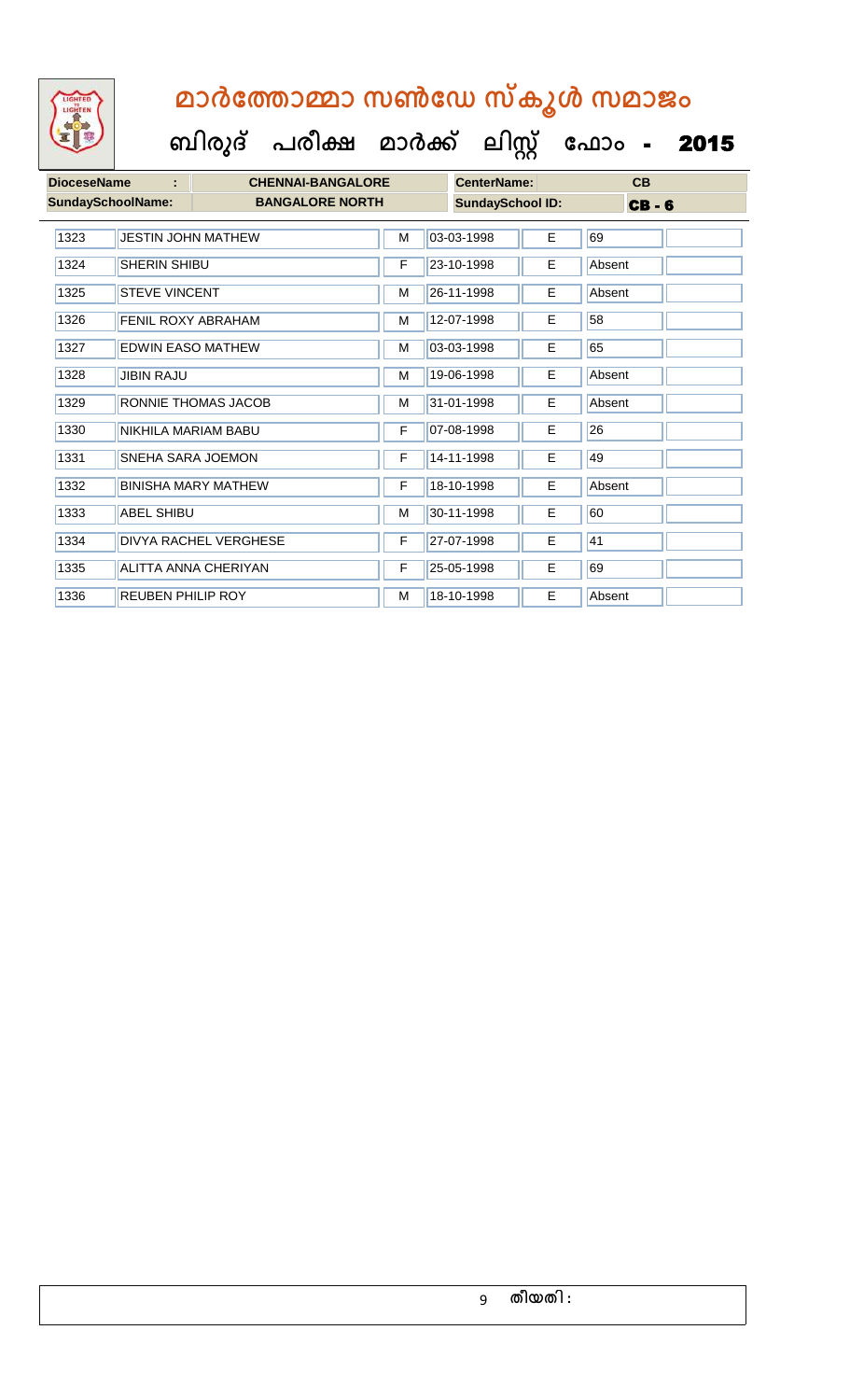# മാർത്തോമ്മാ സൺഡേ സ്കൂൾ സമാജം

## ബിരുദ് പരീക്ഷ മാർക്ക് ലിസ്റ്റ് ഫോം - 2015

| DioceseName : | CHENNAI-BANGALORE | CenterName: | CB |
|---|---|---|---|
| SundaySchoolName: | BANGALORE NORTH | SundaySchool ID: | CB - 6 |

| | | | | | | |
|---|---|---|---|---|---|---|
| 1323 | JESTIN JOHN MATHEW | M | 03-03-1998 | E | 69 | |
| 1324 | SHERIN SHIBU | F | 23-10-1998 | E | Absent | |
| 1325 | STEVE VINCENT | M | 26-11-1998 | E | Absent | |
| 1326 | FENIL ROXY ABRAHAM | M | 12-07-1998 | E | 58 | |
| 1327 | EDWIN EASO MATHEW | M | 03-03-1998 | E | 65 | |
| 1328 | JIBIN RAJU | M | 19-06-1998 | E | Absent | |
| 1329 | RONNIE THOMAS JACOB | M | 31-01-1998 | E | Absent | |
| 1330 | NIKHILA MARIAM BABU | F | 07-08-1998 | E | 26 | |
| 1331 | SNEHA SARA JOEMON | F | 14-11-1998 | E | 49 | |
| 1332 | BINISHA MARY MATHEW | F | 18-10-1998 | E | Absent | |
| 1333 | ABEL SHIBU | M | 30-11-1998 | E | 60 | |
| 1334 | DIVYA RACHEL VERGHESE | F | 27-07-1998 | E | 41 | |
| 1335 | ALITTA ANNA CHERIYAN | F | 25-05-1998 | E | 69 | |
| 1336 | REUBEN PHILIP ROY | M | 18-10-1998 | E | Absent | |

തീയതി :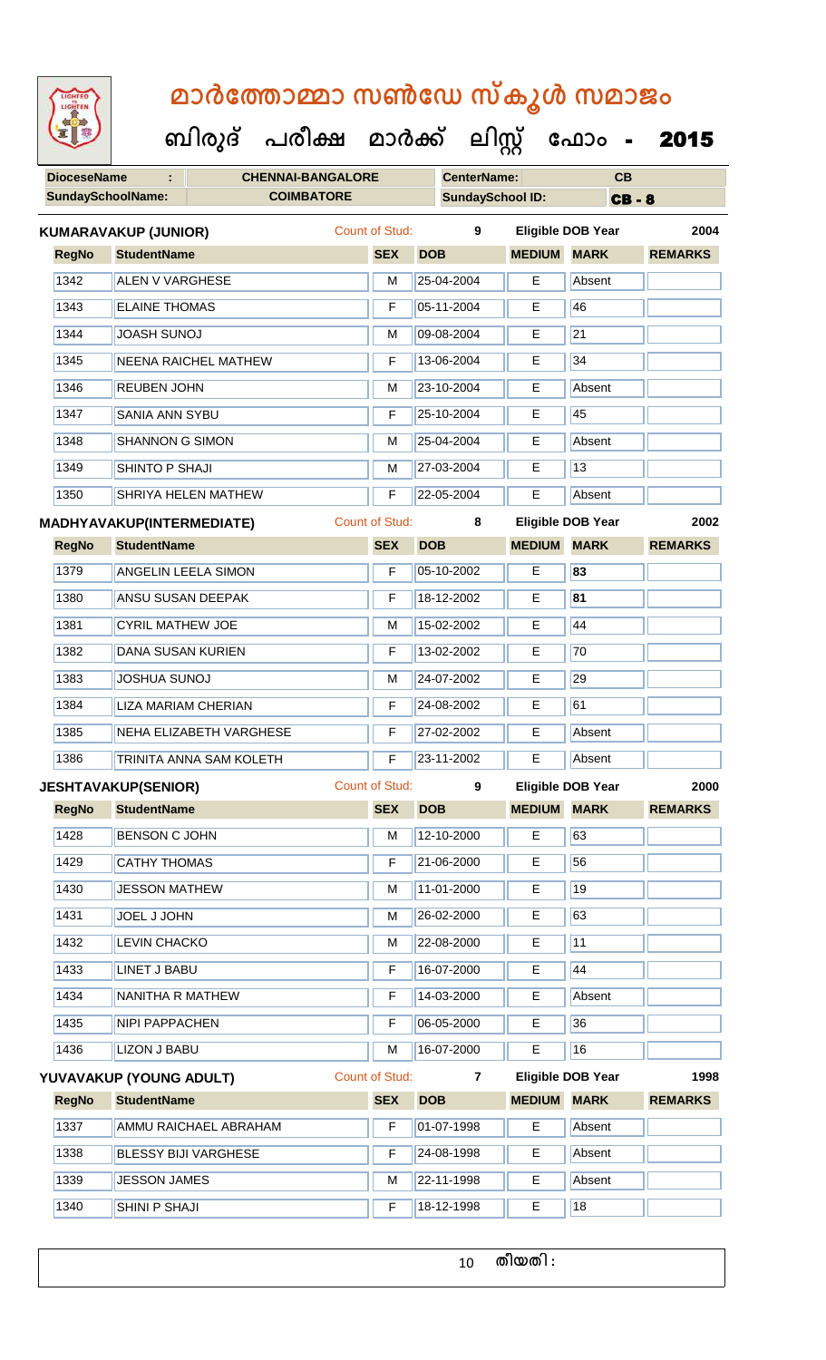# മാർത്തോമ്മാ സൺഡേ സ്കൂൾ സമാജം

## ബിരുദ് പരീക്ഷ മാർക്ക് ലിസ്റ്റ് ഫോം - 2015

| **DioceseName** | : | **CHENNAI-BANGALORE** | **CenterName:** | **CB** |
|---|---|---|---|---|
| **SundaySchoolName:** | | **COIMBATORE** | **SundaySchool ID:** | **CB - 8** |

**KUMARAVAKUP (JUNIOR)** Count of Stud: **9** **Eligible DOB Year** **2004**

| RegNo | StudentName | SEX | DOB | MEDIUM | MARK | REMARKS |
|---|---|---|---|---|---|---|
| 1342 | ALEN V VARGHESE | M | 25-04-2004 | E | Absent | |
| 1343 | ELAINE THOMAS | F | 05-11-2004 | E | 46 | |
| 1344 | JOASH SUNOJ | M | 09-08-2004 | E | 21 | |
| 1345 | NEENA RAICHEL MATHEW | F | 13-06-2004 | E | 34 | |
| 1346 | REUBEN JOHN | M | 23-10-2004 | E | Absent | |
| 1347 | SANIA ANN SYBU | F | 25-10-2004 | E | 45 | |
| 1348 | SHANNON G SIMON | M | 25-04-2004 | E | Absent | |
| 1349 | SHINTO P SHAJI | M | 27-03-2004 | E | 13 | |
| 1350 | SHRIYA HELEN MATHEW | F | 22-05-2004 | E | Absent | |

**MADHYAVAKUP(INTERMEDIATE)** Count of Stud: **8** **Eligible DOB Year** **2002**

| RegNo | StudentName | SEX | DOB | MEDIUM | MARK | REMARKS |
|---|---|---|---|---|---|---|
| 1379 | ANGELIN LEELA SIMON | F | 05-10-2002 | E | **83** | |
| 1380 | ANSU SUSAN DEEPAK | F | 18-12-2002 | E | **81** | |
| 1381 | CYRIL MATHEW JOE | M | 15-02-2002 | E | 44 | |
| 1382 | DANA SUSAN KURIEN | F | 13-02-2002 | E | 70 | |
| 1383 | JOSHUA SUNOJ | M | 24-07-2002 | E | 29 | |
| 1384 | LIZA MARIAM CHERIAN | F | 24-08-2002 | E | 61 | |
| 1385 | NEHA ELIZABETH VARGHESE | F | 27-02-2002 | E | Absent | |
| 1386 | TRINITA ANNA SAM KOLETH | F | 23-11-2002 | E | Absent | |

**JESHTAVAKUP(SENIOR)** Count of Stud: **9** **Eligible DOB Year** **2000**

| RegNo | StudentName | SEX | DOB | MEDIUM | MARK | REMARKS |
|---|---|---|---|---|---|---|
| 1428 | BENSON C JOHN | M | 12-10-2000 | E | 63 | |
| 1429 | CATHY THOMAS | F | 21-06-2000 | E | 56 | |
| 1430 | JESSON MATHEW | M | 11-01-2000 | E | 19 | |
| 1431 | JOEL J JOHN | M | 26-02-2000 | E | 63 | |
| 1432 | LEVIN CHACKO | M | 22-08-2000 | E | 11 | |
| 1433 | LINET J BABU | F | 16-07-2000 | E | 44 | |
| 1434 | NANITHA R MATHEW | F | 14-03-2000 | E | Absent | |
| 1435 | NIPI PAPPACHEN | F | 06-05-2000 | E | 36 | |
| 1436 | LIZON J BABU | M | 16-07-2000 | E | 16 | |

**YUVAVAKUP (YOUNG ADULT)** Count of Stud: **7** **Eligible DOB Year** **1998**

| RegNo | StudentName | SEX | DOB | MEDIUM | MARK | REMARKS |
|---|---|---|---|---|---|---|
| 1337 | AMMU RAICHAEL ABRAHAM | F | 01-07-1998 | E | Absent | |
| 1338 | BLESSY BIJI VARGHESE | F | 24-08-1998 | E | Absent | |
| 1339 | JESSON JAMES | M | 22-11-1998 | E | Absent | |
| 1340 | SHINI P SHAJI | F | 18-12-1998 | E | 18 | |

തീയതി :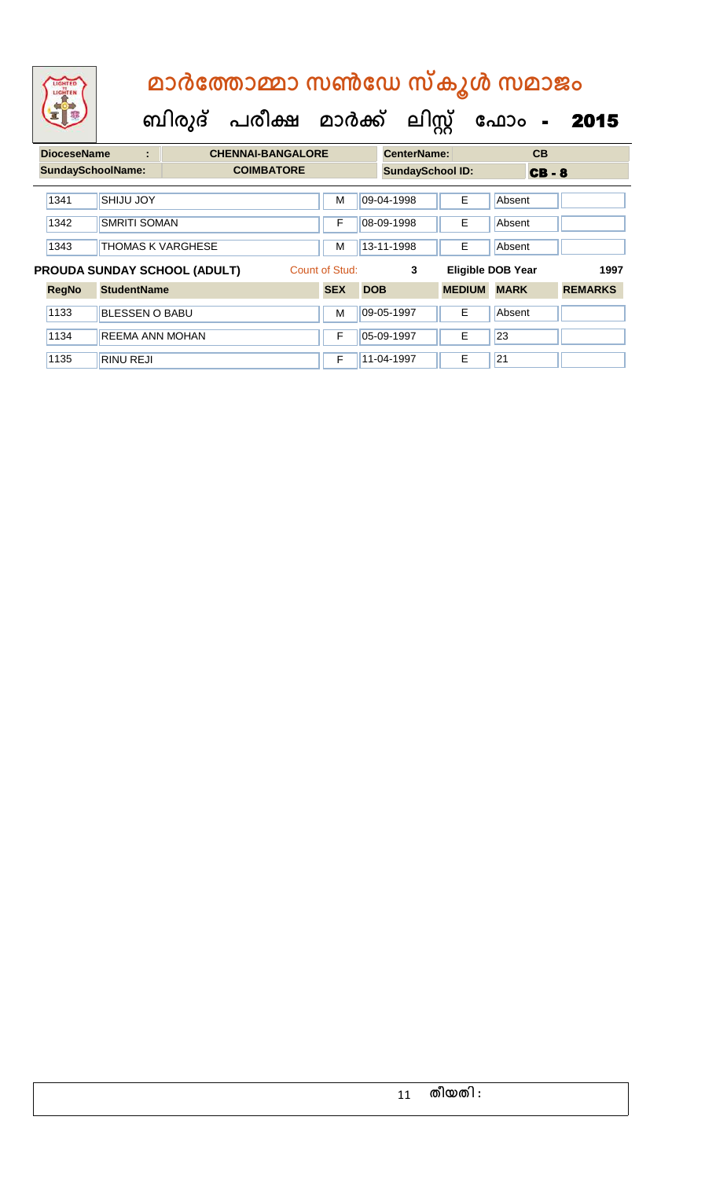# മാർത്തോമ്മാ സൺഡേ സ്കൂൾ സമാജം

**ബിരുദ് പരീക്ഷ മാർക്ക് ലിസ്റ്റ് ഫോം - 2015**

| DioceseName : | CHENNAI-BANGALORE | CenterName: | CB |
|---|---|---|---|
| SundaySchoolName: | COIMBATORE | SundaySchool ID: | CB - 8 |

| RegNo | StudentName | SEX | DOB | MEDIUM | MARK | REMARKS |
|---|---|---|---|---|---|---|
| 1341 | SHIJU JOY | M | 09-04-1998 | E | Absent | |
| 1342 | SMRITI SOMAN | F | 08-09-1998 | E | Absent | |
| 1343 | THOMAS K VARGHESE | M | 13-11-1998 | E | Absent | |

**PROUDA SUNDAY SCHOOL (ADULT)** Count of Stud: 3 Eligible DOB Year 1997

| RegNo | StudentName | SEX | DOB | MEDIUM | MARK | REMARKS |
|---|---|---|---|---|---|---|
| 1133 | BLESSEN O BABU | M | 09-05-1997 | E | Absent | |
| 1134 | REEMA ANN MOHAN | F | 05-09-1997 | E | 23 | |
| 1135 | RINU REJI | F | 11-04-1997 | E | 21 | |

തീയതി :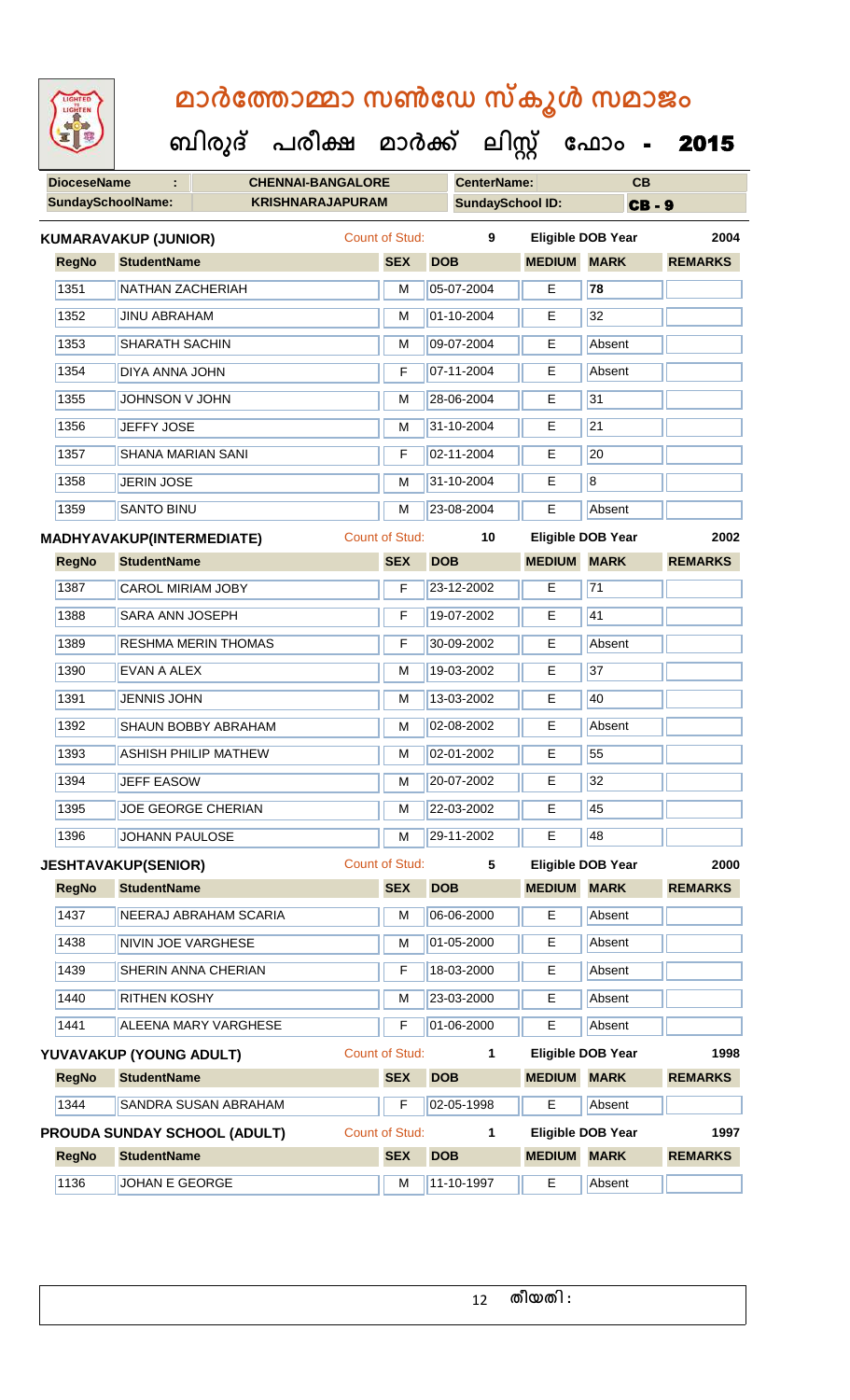# മാർത്തോമ്മാ സൺഡേ സ്കൂൾ സമാജം

**ബിരുദ് പരീക്ഷ മാർക്ക് ലിസ്റ്റ് ഫോം - 2015**

| DioceseName : | CHENNAI-BANGALORE | CenterName: | CB |
|---|---|---|---|
| SundaySchoolName: | KRISHNARAJAPURAM | SundaySchool ID: | CB - 9 |

**KUMARAVAKUP (JUNIOR)** Count of Stud: 9 Eligible DOB Year 2004

| RegNo | StudentName | SEX | DOB | MEDIUM | MARK | REMARKS |
|---|---|---|---|---|---|---|
| 1351 | NATHAN ZACHERIAH | M | 05-07-2004 | E | 78 | |
| 1352 | JINU ABRAHAM | M | 01-10-2004 | E | 32 | |
| 1353 | SHARATH SACHIN | M | 09-07-2004 | E | Absent | |
| 1354 | DIYA ANNA JOHN | F | 07-11-2004 | E | Absent | |
| 1355 | JOHNSON V JOHN | M | 28-06-2004 | E | 31 | |
| 1356 | JEFFY JOSE | M | 31-10-2004 | E | 21 | |
| 1357 | SHANA MARIAN SANI | F | 02-11-2004 | E | 20 | |
| 1358 | JERIN JOSE | M | 31-10-2004 | E | 8 | |
| 1359 | SANTO BINU | M | 23-08-2004 | E | Absent | |

**MADHYAVAKUP(INTERMEDIATE)** Count of Stud: 10 Eligible DOB Year 2002

| RegNo | StudentName | SEX | DOB | MEDIUM | MARK | REMARKS |
|---|---|---|---|---|---|---|
| 1387 | CAROL MIRIAM JOBY | F | 23-12-2002 | E | 71 | |
| 1388 | SARA ANN JOSEPH | F | 19-07-2002 | E | 41 | |
| 1389 | RESHMA MERIN THOMAS | F | 30-09-2002 | E | Absent | |
| 1390 | EVAN A ALEX | M | 19-03-2002 | E | 37 | |
| 1391 | JENNIS JOHN | M | 13-03-2002 | E | 40 | |
| 1392 | SHAUN BOBBY ABRAHAM | M | 02-08-2002 | E | Absent | |
| 1393 | ASHISH PHILIP MATHEW | M | 02-01-2002 | E | 55 | |
| 1394 | JEFF EASOW | M | 20-07-2002 | E | 32 | |
| 1395 | JOE GEORGE CHERIAN | M | 22-03-2002 | E | 45 | |
| 1396 | JOHANN PAULOSE | M | 29-11-2002 | E | 48 | |

**JESHTAVAKUP(SENIOR)** Count of Stud: 5 Eligible DOB Year 2000

| RegNo | StudentName | SEX | DOB | MEDIUM | MARK | REMARKS |
|---|---|---|---|---|---|---|
| 1437 | NEERAJ ABRAHAM SCARIA | M | 06-06-2000 | E | Absent | |
| 1438 | NIVIN JOE VARGHESE | M | 01-05-2000 | E | Absent | |
| 1439 | SHERIN ANNA CHERIAN | F | 18-03-2000 | E | Absent | |
| 1440 | RITHEN KOSHY | M | 23-03-2000 | E | Absent | |
| 1441 | ALEENA MARY VARGHESE | F | 01-06-2000 | E | Absent | |

**YUVAVAKUP (YOUNG ADULT)** Count of Stud: 1 Eligible DOB Year 1998

| RegNo | StudentName | SEX | DOB | MEDIUM | MARK | REMARKS |
|---|---|---|---|---|---|---|
| 1344 | SANDRA SUSAN ABRAHAM | F | 02-05-1998 | E | Absent | |

**PROUDA SUNDAY SCHOOL (ADULT)** Count of Stud: 1 Eligible DOB Year 1997

| RegNo | StudentName | SEX | DOB | MEDIUM | MARK | REMARKS |
|---|---|---|---|---|---|---|
| 1136 | JOHAN E GEORGE | M | 11-10-1997 | E | Absent | |

തീയതി :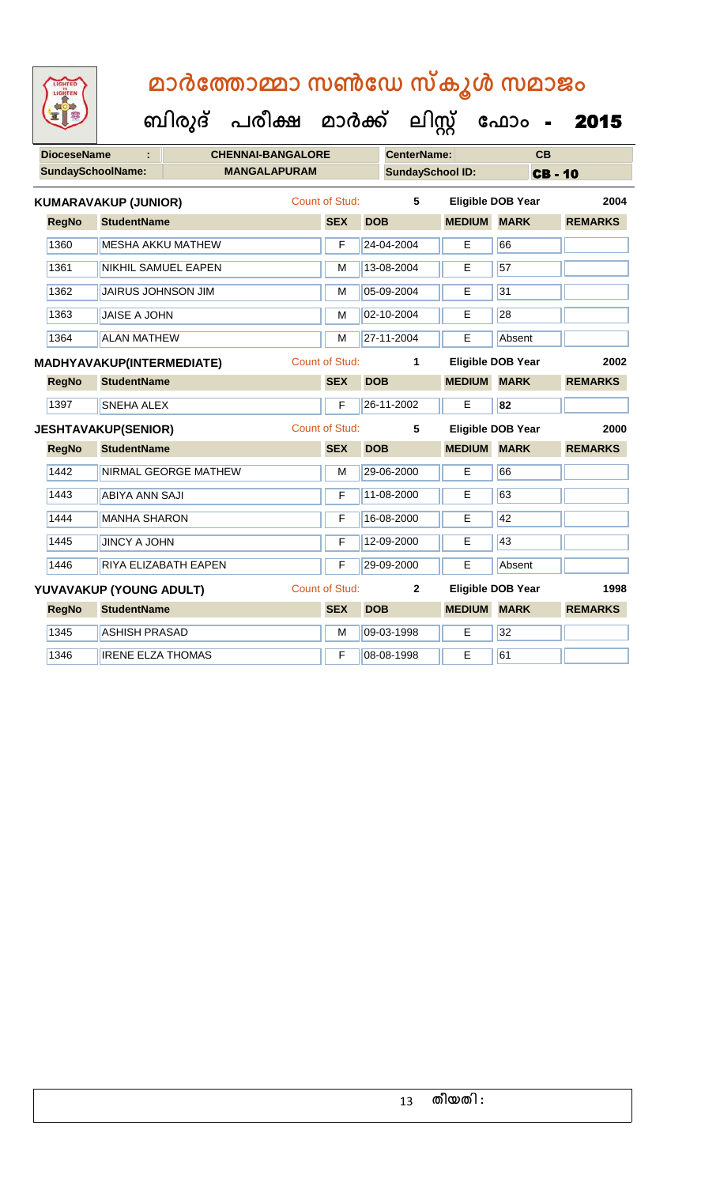# മാർത്തോമ്മാ സൺഡേ സ്കൂൾ സമാജം

## ബിരുദ് പരീക്ഷ മാർക്ക് ലിസ്റ്റ് ഫോം - 2015

**DioceseName :** CHENNAI-BANGALORE **CenterName:** CB

**SundaySchoolName:** MANGALAPURAM **SundaySchool ID:** CB - 10

**KUMARAVAKUP (JUNIOR)** Count of Stud: 5 Eligible DOB Year 2004

| RegNo | StudentName | SEX | DOB | MEDIUM | MARK | REMARKS |
|---|---|---|---|---|---|---|
| 1360 | MESHA AKKU MATHEW | F | 24-04-2004 | E | 66 | |
| 1361 | NIKHIL SAMUEL EAPEN | M | 13-08-2004 | E | 57 | |
| 1362 | JAIRUS JOHNSON JIM | M | 05-09-2004 | E | 31 | |
| 1363 | JAISE A JOHN | M | 02-10-2004 | E | 28 | |
| 1364 | ALAN MATHEW | M | 27-11-2004 | E | Absent | |

**MADHYAVAKUP(INTERMEDIATE)** Count of Stud: 1 Eligible DOB Year 2002

| RegNo | StudentName | SEX | DOB | MEDIUM | MARK | REMARKS |
|---|---|---|---|---|---|---|
| 1397 | SNEHA ALEX | F | 26-11-2002 | E | **82** | |

**JESHTAVAKUP(SENIOR)** Count of Stud: 5 Eligible DOB Year 2000

| RegNo | StudentName | SEX | DOB | MEDIUM | MARK | REMARKS |
|---|---|---|---|---|---|---|
| 1442 | NIRMAL GEORGE MATHEW | M | 29-06-2000 | E | 66 | |
| 1443 | ABIYA ANN SAJI | F | 11-08-2000 | E | 63 | |
| 1444 | MANHA SHARON | F | 16-08-2000 | E | 42 | |
| 1445 | JINCY A JOHN | F | 12-09-2000 | E | 43 | |
| 1446 | RIYA ELIZABATH EAPEN | F | 29-09-2000 | E | Absent | |

**YUVAVAKUP (YOUNG ADULT)** Count of Stud: 2 Eligible DOB Year 1998

| RegNo | StudentName | SEX | DOB | MEDIUM | MARK | REMARKS |
|---|---|---|---|---|---|---|
| 1345 | ASHISH PRASAD | M | 09-03-1998 | E | 32 | |
| 1346 | IRENE ELZA THOMAS | F | 08-08-1998 | E | 61 | |

തീയതി :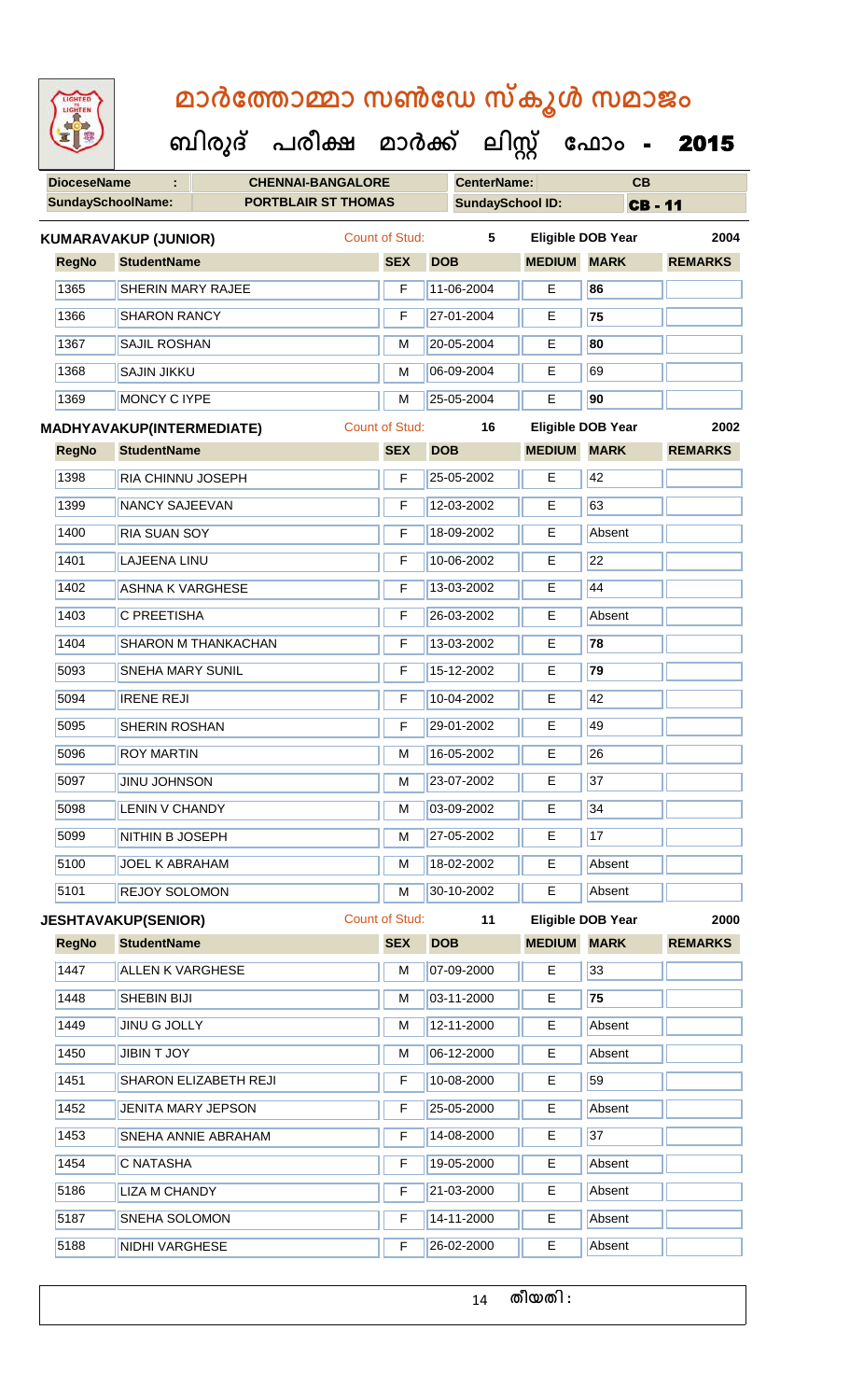# മാർത്തോമ്മാ സൺഡേ സ്കൂൾ സമാജം

## ബിരുദ് പരീക്ഷ മാർക്ക് ലിസ്റ്റ് ഫോം - 2015

| DioceseName | : | CHENNAI-BANGALORE | CenterName: | CB |
|---|---|---|---|---|
| SundaySchoolName: | | PORTBLAIR ST THOMAS | SundaySchool ID: | CB - 11 |

**KUMARAVAKUP (JUNIOR)** Count of Stud: 5 Eligible DOB Year 2004

| RegNo | StudentName | SEX | DOB | MEDIUM | MARK | REMARKS |
|---|---|---|---|---|---|---|
| 1365 | SHERIN MARY RAJEE | F | 11-06-2004 | E | 86 | |
| 1366 | SHARON RANCY | F | 27-01-2004 | E | 75 | |
| 1367 | SAJIL ROSHAN | M | 20-05-2004 | E | 80 | |
| 1368 | SAJIN JIKKU | M | 06-09-2004 | E | 69 | |
| 1369 | MONCY C IYPE | M | 25-05-2004 | E | 90 | |

**MADHYAVAKUP(INTERMEDIATE)** Count of Stud: 16 Eligible DOB Year 2002

| RegNo | StudentName | SEX | DOB | MEDIUM | MARK | REMARKS |
|---|---|---|---|---|---|---|
| 1398 | RIA CHINNU JOSEPH | F | 25-05-2002 | E | 42 | |
| 1399 | NANCY SAJEEVAN | F | 12-03-2002 | E | 63 | |
| 1400 | RIA SUAN SOY | F | 18-09-2002 | E | Absent | |
| 1401 | LAJEENA LINU | F | 10-06-2002 | E | 22 | |
| 1402 | ASHNA K VARGHESE | F | 13-03-2002 | E | 44 | |
| 1403 | C PREETISHA | F | 26-03-2002 | E | Absent | |
| 1404 | SHARON M THANKACHAN | F | 13-03-2002 | E | 78 | |
| 5093 | SNEHA MARY SUNIL | F | 15-12-2002 | E | 79 | |
| 5094 | IRENE REJI | F | 10-04-2002 | E | 42 | |
| 5095 | SHERIN ROSHAN | F | 29-01-2002 | E | 49 | |
| 5096 | ROY MARTIN | M | 16-05-2002 | E | 26 | |
| 5097 | JINU JOHNSON | M | 23-07-2002 | E | 37 | |
| 5098 | LENIN V CHANDY | M | 03-09-2002 | E | 34 | |
| 5099 | NITHIN B JOSEPH | M | 27-05-2002 | E | 17 | |
| 5100 | JOEL K ABRAHAM | M | 18-02-2002 | E | Absent | |
| 5101 | REJOY SOLOMON | M | 30-10-2002 | E | Absent | |

**JESHTAVAKUP(SENIOR)** Count of Stud: 11 Eligible DOB Year 2000

| RegNo | StudentName | SEX | DOB | MEDIUM | MARK | REMARKS |
|---|---|---|---|---|---|---|
| 1447 | ALLEN K VARGHESE | M | 07-09-2000 | E | 33 | |
| 1448 | SHEBIN BIJI | M | 03-11-2000 | E | 75 | |
| 1449 | JINU G JOLLY | M | 12-11-2000 | E | Absent | |
| 1450 | JIBIN T JOY | M | 06-12-2000 | E | Absent | |
| 1451 | SHARON ELIZABETH REJI | F | 10-08-2000 | E | 59 | |
| 1452 | JENITA MARY JEPSON | F | 25-05-2000 | E | Absent | |
| 1453 | SNEHA ANNIE ABRAHAM | F | 14-08-2000 | E | 37 | |
| 1454 | C NATASHA | F | 19-05-2000 | E | Absent | |
| 5186 | LIZA M CHANDY | F | 21-03-2000 | E | Absent | |
| 5187 | SNEHA SOLOMON | F | 14-11-2000 | E | Absent | |
| 5188 | NIDHI VARGHESE | F | 26-02-2000 | E | Absent | |

തീയതി :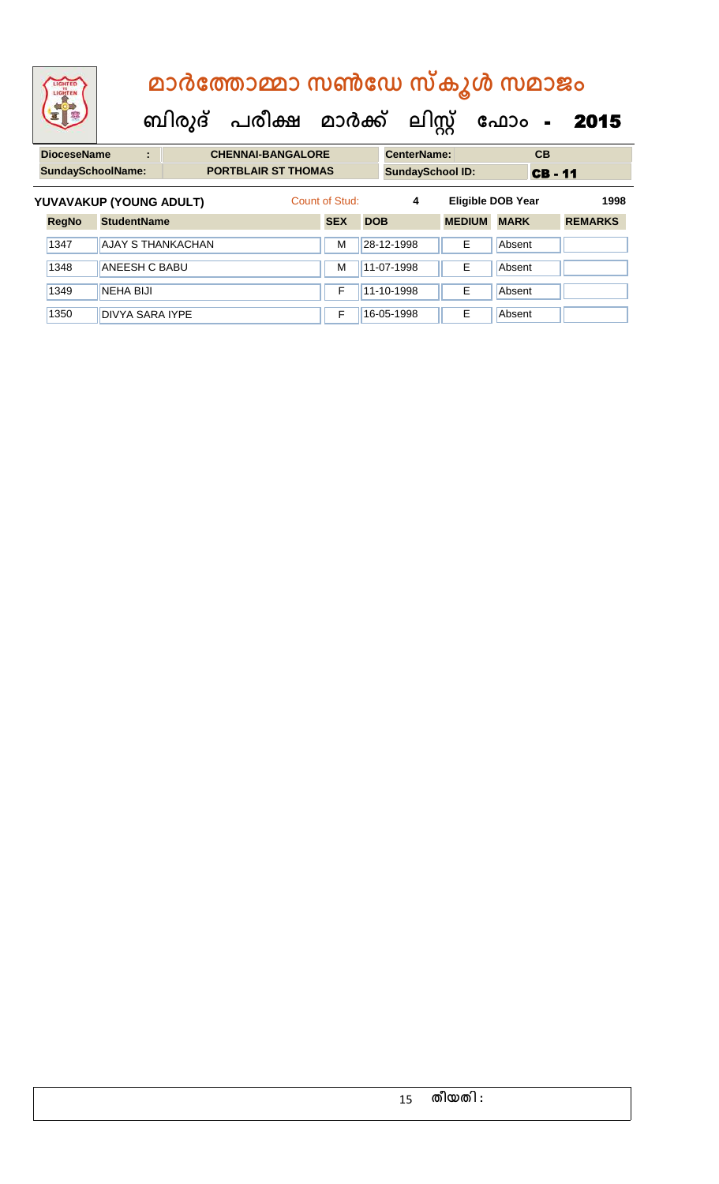# മാർത്തോമ്മാ സൺഡേ സ്കൂൾ സമാജം

## ബിരുദ് പരീക്ഷ മാർക്ക് ലിസ്റ്റ് ഫോം - 2015

| DioceseName | : | CHENNAI-BANGALORE | CenterName: | CB |
|---|---|---|---|---|
| SundaySchoolName: | | PORTBLAIR ST THOMAS | SundaySchool ID: | CB - 11 |

**YUVAVAKUP (YOUNG ADULT)** Count of Stud: 4 Eligible DOB Year 1998

| RegNo | StudentName | SEX | DOB | MEDIUM | MARK | REMARKS |
|---|---|---|---|---|---|---|
| 1347 | AJAY S THANKACHAN | M | 28-12-1998 | E | Absent | |
| 1348 | ANEESH C BABU | M | 11-07-1998 | E | Absent | |
| 1349 | NEHA BIJI | F | 11-10-1998 | E | Absent | |
| 1350 | DIVYA SARA IYPE | F | 16-05-1998 | E | Absent | |

തീയതി :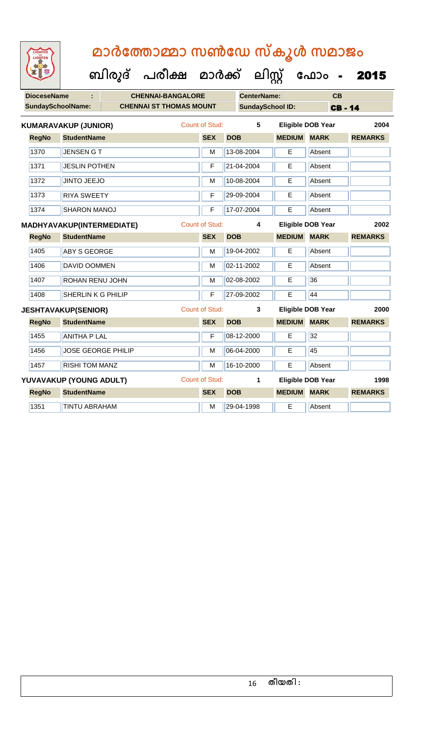# മാർത്തോമ്മാ സൺഡേ സ്കൂൾ സമാജം

## ബിരുദ് പരീക്ഷ മാർക്ക് ലിസ്റ്റ് ഫോം - 2015

| DioceseName : | CHENNAI-BANGALORE | CenterName: | CB |
|---|---|---|---|
| SundaySchoolName: | CHENNAI ST THOMAS MOUNT | SundaySchool ID: | CB - 14 |

**KUMARAVAKUP (JUNIOR)** — Count of Stud: 5 — Eligible DOB Year: 2004

| RegNo | StudentName | SEX | DOB | MEDIUM | MARK | REMARKS |
|---|---|---|---|---|---|---|
| 1370 | JENSEN G T | M | 13-08-2004 | E | Absent | |
| 1371 | JESLIN POTHEN | F | 21-04-2004 | E | Absent | |
| 1372 | JINTO JEEJO | M | 10-08-2004 | E | Absent | |
| 1373 | RIYA SWEETY | F | 29-09-2004 | E | Absent | |
| 1374 | SHARON MANOJ | F | 17-07-2004 | E | Absent | |

**MADHYAVAKUP(INTERMEDIATE)** — Count of Stud: 4 — Eligible DOB Year: 2002

| RegNo | StudentName | SEX | DOB | MEDIUM | MARK | REMARKS |
|---|---|---|---|---|---|---|
| 1405 | ABY S GEORGE | M | 19-04-2002 | E | Absent | |
| 1406 | DAVID OOMMEN | M | 02-11-2002 | E | Absent | |
| 1407 | ROHAN RENU JOHN | M | 02-08-2002 | E | 36 | |
| 1408 | SHERLIN K G PHILIP | F | 27-09-2002 | E | 44 | |

**JESHTAVAKUP(SENIOR)** — Count of Stud: 3 — Eligible DOB Year: 2000

| RegNo | StudentName | SEX | DOB | MEDIUM | MARK | REMARKS |
|---|---|---|---|---|---|---|
| 1455 | ANITHA P LAL | F | 08-12-2000 | E | 32 | |
| 1456 | JOSE GEORGE PHILIP | M | 06-04-2000 | E | 45 | |
| 1457 | RISHI TOM MANZ | M | 16-10-2000 | E | Absent | |

**YUVAVAKUP (YOUNG ADULT)** — Count of Stud: 1 — Eligible DOB Year: 1998

| RegNo | StudentName | SEX | DOB | MEDIUM | MARK | REMARKS |
|---|---|---|---|---|---|---|
| 1351 | TINTU ABRAHAM | M | 29-04-1998 | E | Absent | |

തീയതി :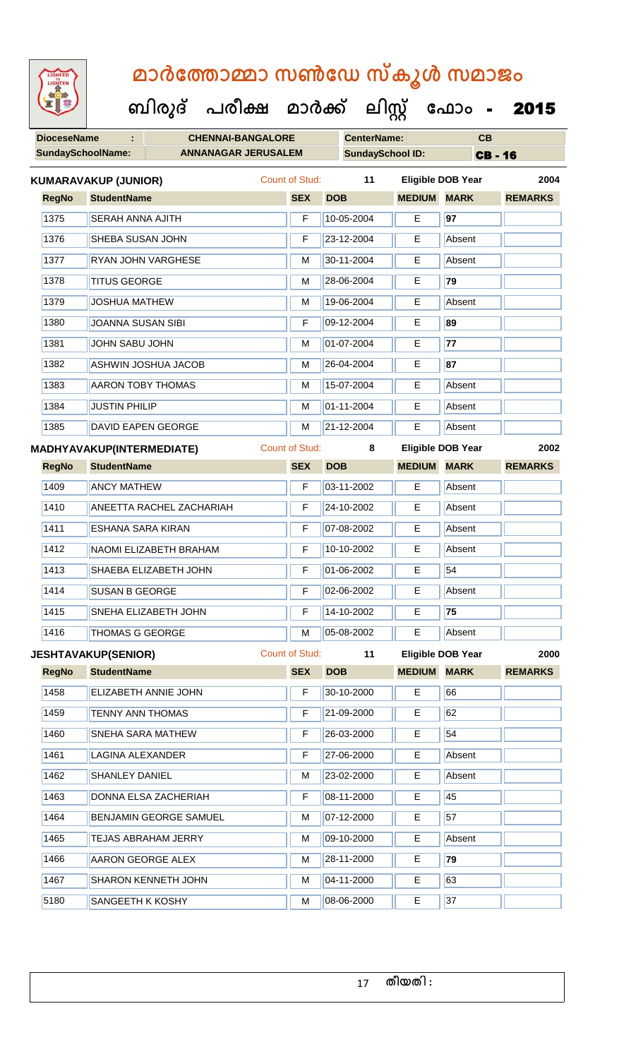# മാർത്തോമ്മാ സൺഡേ സ്കൂൾ സമാജം

## ബിരുദ് പരീക്ഷ മാർക്ക് ലിസ്റ്റ് ഫോം - 2015

| DioceseName : | CHENNAI-BANGALORE | CenterName: | CB |
|---|---|---|---|
| SundaySchoolName: | ANNANAGAR JERUSALEM | SundaySchool ID: | CB - 16 |

**KUMARAVAKUP (JUNIOR)** Count of Stud: 11 Eligible DOB Year 2004

| RegNo | StudentName | SEX | DOB | MEDIUM | MARK | REMARKS |
|---|---|---|---|---|---|---|
| 1375 | SERAH ANNA AJITH | F | 10-05-2004 | E | 97 | |
| 1376 | SHEBA SUSAN JOHN | F | 23-12-2004 | E | Absent | |
| 1377 | RYAN JOHN VARGHESE | M | 30-11-2004 | E | Absent | |
| 1378 | TITUS GEORGE | M | 28-06-2004 | E | 79 | |
| 1379 | JOSHUA MATHEW | M | 19-06-2004 | E | Absent | |
| 1380 | JOANNA SUSAN SIBI | F | 09-12-2004 | E | 89 | |
| 1381 | JOHN SABU JOHN | M | 01-07-2004 | E | 77 | |
| 1382 | ASHWIN JOSHUA JACOB | M | 26-04-2004 | E | 87 | |
| 1383 | AARON TOBY THOMAS | M | 15-07-2004 | E | Absent | |
| 1384 | JUSTIN PHILIP | M | 01-11-2004 | E | Absent | |
| 1385 | DAVID EAPEN GEORGE | M | 21-12-2004 | E | Absent | |

**MADHYAVAKUP(INTERMEDIATE)** Count of Stud: 8 Eligible DOB Year 2002

| RegNo | StudentName | SEX | DOB | MEDIUM | MARK | REMARKS |
|---|---|---|---|---|---|---|
| 1409 | ANCY MATHEW | F | 03-11-2002 | E | Absent | |
| 1410 | ANEETTA RACHEL ZACHARIAH | F | 24-10-2002 | E | Absent | |
| 1411 | ESHANA SARA KIRAN | F | 07-08-2002 | E | Absent | |
| 1412 | NAOMI ELIZABETH BRAHAM | F | 10-10-2002 | E | Absent | |
| 1413 | SHAEBA ELIZABETH JOHN | F | 01-06-2002 | E | 54 | |
| 1414 | SUSAN B GEORGE | F | 02-06-2002 | E | Absent | |
| 1415 | SNEHA ELIZABETH JOHN | F | 14-10-2002 | E | 75 | |
| 1416 | THOMAS G GEORGE | M | 05-08-2002 | E | Absent | |

**JESHTAVAKUP(SENIOR)** Count of Stud: 11 Eligible DOB Year 2000

| RegNo | StudentName | SEX | DOB | MEDIUM | MARK | REMARKS |
|---|---|---|---|---|---|---|
| 1458 | ELIZABETH ANNIE JOHN | F | 30-10-2000 | E | 66 | |
| 1459 | TENNY ANN THOMAS | F | 21-09-2000 | E | 62 | |
| 1460 | SNEHA SARA MATHEW | F | 26-03-2000 | E | 54 | |
| 1461 | LAGINA ALEXANDER | F | 27-06-2000 | E | Absent | |
| 1462 | SHANLEY DANIEL | M | 23-02-2000 | E | Absent | |
| 1463 | DONNA ELSA ZACHERIAH | F | 08-11-2000 | E | 45 | |
| 1464 | BENJAMIN GEORGE SAMUEL | M | 07-12-2000 | E | 57 | |
| 1465 | TEJAS ABRAHAM JERRY | M | 09-10-2000 | E | Absent | |
| 1466 | AARON GEORGE ALEX | M | 28-11-2000 | E | 79 | |
| 1467 | SHARON KENNETH JOHN | M | 04-11-2000 | E | 63 | |
| 5180 | SANGEETH K KOSHY | M | 08-06-2000 | E | 37 | |

തീയതി :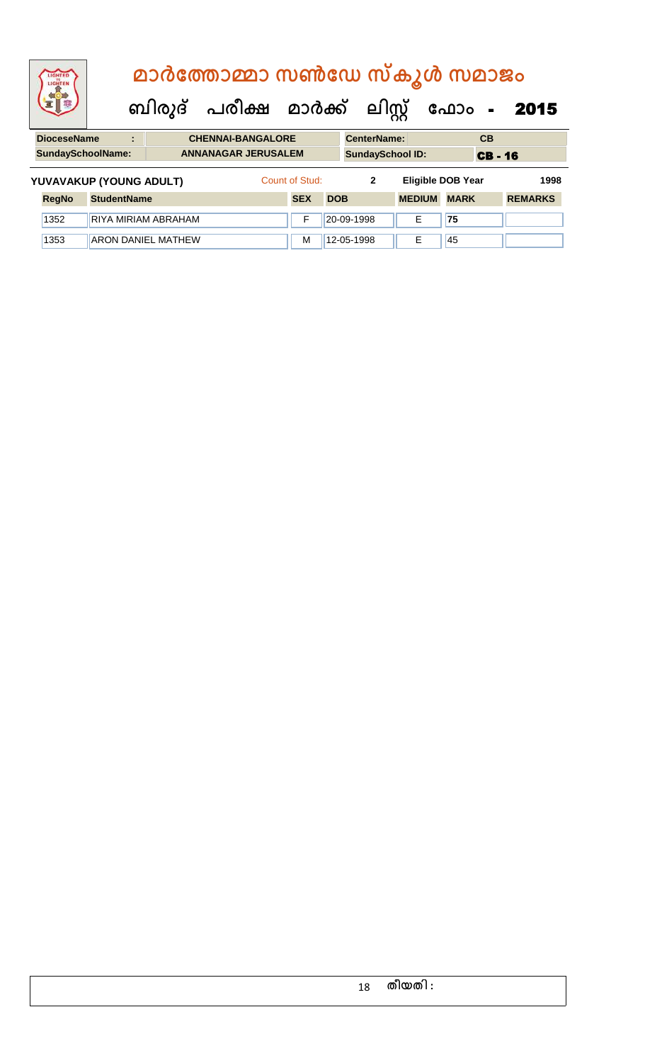# മാർത്തോമ്മാ സൺഡേ സ്കൂൾ സമാജം

## ബിരുദ് പരീക്ഷ മാർക്ക് ലിസ്റ്റ് ഫോം - 2015

| DioceseName : | CHENNAI-BANGALORE | CenterName: | CB |
|---|---|---|---|
| SundaySchoolName: | ANNANAGAR JERUSALEM | SundaySchool ID: | CB - 16 |

**YUVAVAKUP (YOUNG ADULT)** Count of Stud: **2** **Eligible DOB Year** **1998**

| RegNo | StudentName | SEX | DOB | MEDIUM | MARK | REMARKS |
|---|---|---|---|---|---|---|
| 1352 | RIYA MIRIAM ABRAHAM | F | 20-09-1998 | E | 75 | |
| 1353 | ARON DANIEL MATHEW | M | 12-05-1998 | E | 45 | |

തീയതി :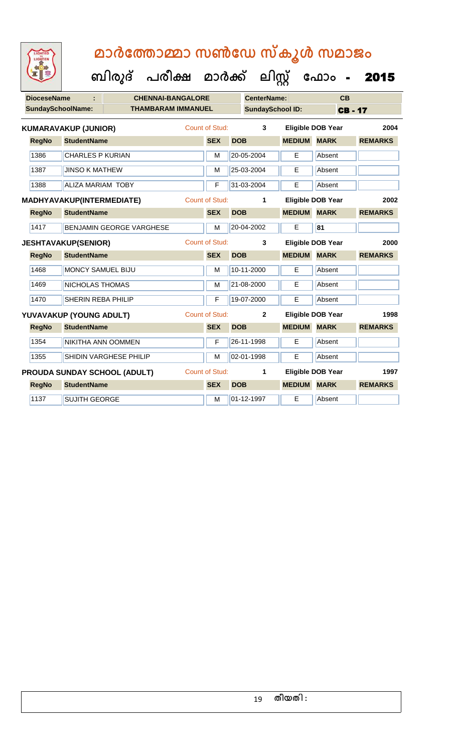# മാർത്തോമ്മാ സൺഡേ സ്കൂൾ സമാജം

## ബിരുദ് പരീക്ഷ മാർക്ക് ലിസ്റ്റ് ഫോം - 2015

| DioceseName : | CHENNAI-BANGALORE | CenterName: | CB |
|---|---|---|---|
| SundaySchoolName: | THAMBARAM IMMANUEL | SundaySchool ID: | CB - 17 |

**KUMARAVAKUP (JUNIOR)** Count of Stud: 3 Eligible DOB Year 2004

| RegNo | StudentName | SEX | DOB | MEDIUM | MARK | REMARKS |
|---|---|---|---|---|---|---|
| 1386 | CHARLES P KURIAN | M | 20-05-2004 | E | Absent | |
| 1387 | JINSO K MATHEW | M | 25-03-2004 | E | Absent | |
| 1388 | ALIZA MARIAM TOBY | F | 31-03-2004 | E | Absent | |

**MADHYAVAKUP(INTERMEDIATE)** Count of Stud: 1 Eligible DOB Year 2002

| RegNo | StudentName | SEX | DOB | MEDIUM | MARK | REMARKS |
|---|---|---|---|---|---|---|
| 1417 | BENJAMIN GEORGE VARGHESE | M | 20-04-2002 | E | 81 | |

**JESHTAVAKUP(SENIOR)** Count of Stud: 3 Eligible DOB Year 2000

| RegNo | StudentName | SEX | DOB | MEDIUM | MARK | REMARKS |
|---|---|---|---|---|---|---|
| 1468 | MONCY SAMUEL BIJU | M | 10-11-2000 | E | Absent | |
| 1469 | NICHOLAS THOMAS | M | 21-08-2000 | E | Absent | |
| 1470 | SHERIN REBA PHILIP | F | 19-07-2000 | E | Absent | |

**YUVAVAKUP (YOUNG ADULT)** Count of Stud: 2 Eligible DOB Year 1998

| RegNo | StudentName | SEX | DOB | MEDIUM | MARK | REMARKS |
|---|---|---|---|---|---|---|
| 1354 | NIKITHA ANN OOMMEN | F | 26-11-1998 | E | Absent | |
| 1355 | SHIDIN VARGHESE PHILIP | M | 02-01-1998 | E | Absent | |

**PROUDA SUNDAY SCHOOL (ADULT)** Count of Stud: 1 Eligible DOB Year 1997

| RegNo | StudentName | SEX | DOB | MEDIUM | MARK | REMARKS |
|---|---|---|---|---|---|---|
| 1137 | SUJITH GEORGE | M | 01-12-1997 | E | Absent | |

തീയതി :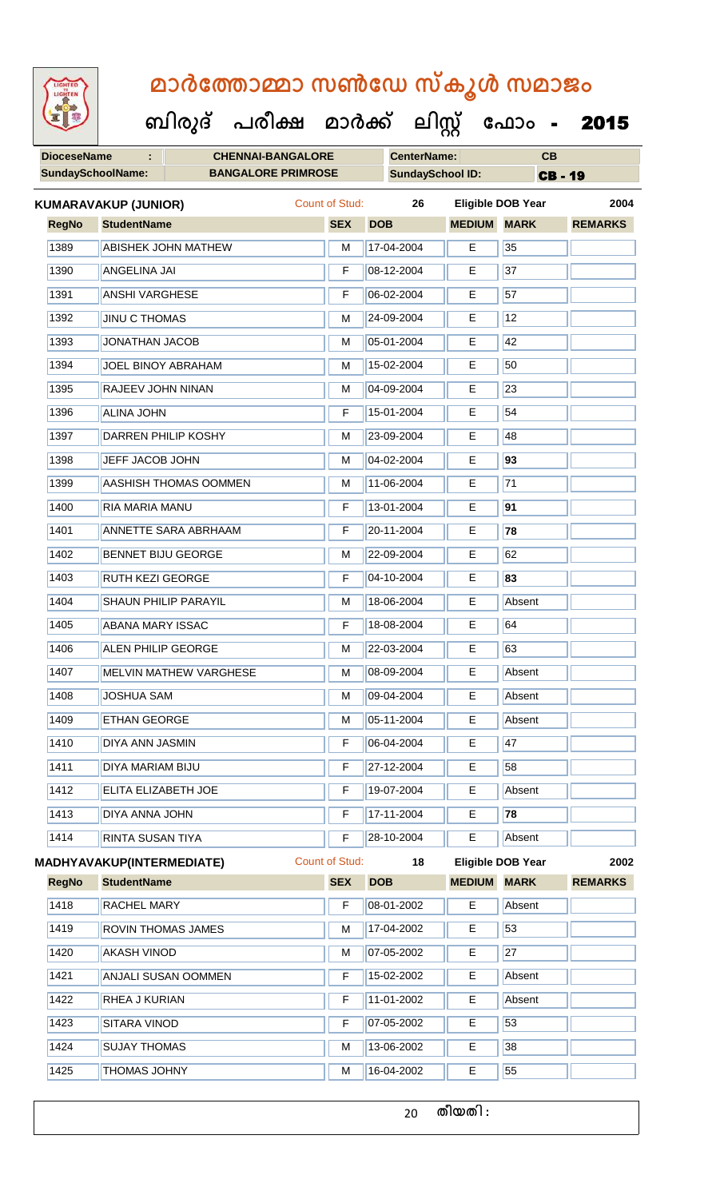# മാർത്തോമ്മാ സൺഡേ സ്കൂൾ സമാജം

**ബിരുദ് പരീക്ഷ മാർക്ക് ലിസ്റ്റ് ഫോം - 2015**

| **DioceseName** | : | **CHENNAI-BANGALORE** | **CenterName:** | **CB** |
|---|---|---|---|---|
| **SundaySchoolName:** | | **BANGALORE PRIMROSE** | **SundaySchool ID:** | **CB - 19** |

**KUMARAVAKUP (JUNIOR)** Count of Stud: **26** **Eligible DOB Year** **2004**

| RegNo | StudentName | SEX | DOB | MEDIUM | MARK | REMARKS |
|---|---|---|---|---|---|---|
| 1389 | ABISHEK JOHN MATHEW | M | 17-04-2004 | E | 35 | |
| 1390 | ANGELINA JAI | F | 08-12-2004 | E | 37 | |
| 1391 | ANSHI VARGHESE | F | 06-02-2004 | E | 57 | |
| 1392 | JINU C THOMAS | M | 24-09-2004 | E | 12 | |
| 1393 | JONATHAN JACOB | M | 05-01-2004 | E | 42 | |
| 1394 | JOEL BINOY ABRAHAM | M | 15-02-2004 | E | 50 | |
| 1395 | RAJEEV JOHN NINAN | M | 04-09-2004 | E | 23 | |
| 1396 | ALINA JOHN | F | 15-01-2004 | E | 54 | |
| 1397 | DARREN PHILIP KOSHY | M | 23-09-2004 | E | 48 | |
| 1398 | JEFF JACOB JOHN | M | 04-02-2004 | E | **93** | |
| 1399 | AASHISH THOMAS OOMMEN | M | 11-06-2004 | E | 71 | |
| 1400 | RIA MARIA MANU | F | 13-01-2004 | E | **91** | |
| 1401 | ANNETTE SARA ABRHAAM | F | 20-11-2004 | E | **78** | |
| 1402 | BENNET BIJU GEORGE | M | 22-09-2004 | E | 62 | |
| 1403 | RUTH KEZI GEORGE | F | 04-10-2004 | E | **83** | |
| 1404 | SHAUN PHILIP PARAYIL | M | 18-06-2004 | E | Absent | |
| 1405 | ABANA MARY ISSAC | F | 18-08-2004 | E | 64 | |
| 1406 | ALEN PHILIP GEORGE | M | 22-03-2004 | E | 63 | |
| 1407 | MELVIN MATHEW VARGHESE | M | 08-09-2004 | E | Absent | |
| 1408 | JOSHUA SAM | M | 09-04-2004 | E | Absent | |
| 1409 | ETHAN GEORGE | M | 05-11-2004 | E | Absent | |
| 1410 | DIYA ANN JASMIN | F | 06-04-2004 | E | 47 | |
| 1411 | DIYA MARIAM BIJU | F | 27-12-2004 | E | 58 | |
| 1412 | ELITA ELIZABETH JOE | F | 19-07-2004 | E | Absent | |
| 1413 | DIYA ANNA JOHN | F | 17-11-2004 | E | **78** | |
| 1414 | RINTA SUSAN TIYA | F | 28-10-2004 | E | Absent | |

**MADHYAVAKUP(INTERMEDIATE)** Count of Stud: **18** **Eligible DOB Year** **2002**

| RegNo | StudentName | SEX | DOB | MEDIUM | MARK | REMARKS |
|---|---|---|---|---|---|---|
| 1418 | RACHEL MARY | F | 08-01-2002 | E | Absent | |
| 1419 | ROVIN THOMAS JAMES | M | 17-04-2002 | E | 53 | |
| 1420 | AKASH VINOD | M | 07-05-2002 | E | 27 | |
| 1421 | ANJALI SUSAN OOMMEN | F | 15-02-2002 | E | Absent | |
| 1422 | RHEA J KURIAN | F | 11-01-2002 | E | Absent | |
| 1423 | SITARA VINOD | F | 07-05-2002 | E | 53 | |
| 1424 | SUJAY THOMAS | M | 13-06-2002 | E | 38 | |
| 1425 | THOMAS JOHNY | M | 16-04-2002 | E | 55 | |

തീയതി :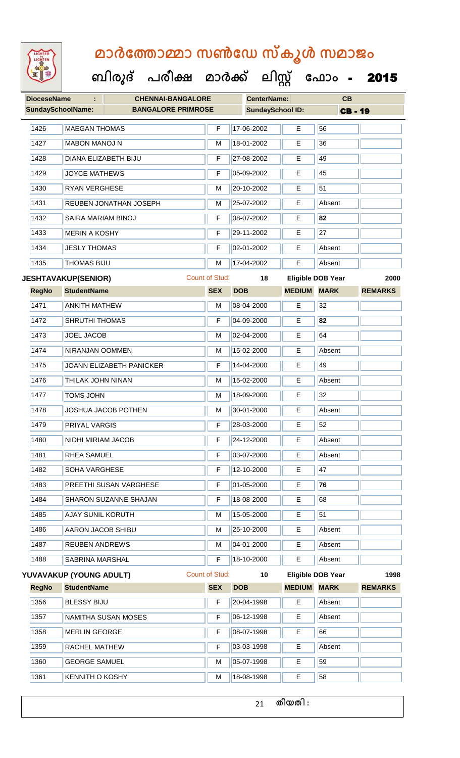# മാർത്തോമ്മാ സൺഡേ സ്കൂൾ സമാജം

## ബിരുദ് പരീക്ഷ മാർക്ക് ലിസ്റ്റ് ഫോം - 2015

| DioceseName : | CHENNAI-BANGALORE | CenterName: | CB |
|---|---|---|---|
| SundaySchoolName: | BANGALORE PRIMROSE | SundaySchool ID: | CB - 19 |

| RegNo | StudentName | SEX | DOB | MEDIUM | MARK | REMARKS |
|---|---|---|---|---|---|---|
| 1426 | MAEGAN THOMAS | F | 17-06-2002 | E | 56 | |
| 1427 | MABON MANOJ N | M | 18-01-2002 | E | 36 | |
| 1428 | DIANA ELIZABETH BIJU | F | 27-08-2002 | E | 49 | |
| 1429 | JOYCE MATHEWS | F | 05-09-2002 | E | 45 | |
| 1430 | RYAN VERGHESE | M | 20-10-2002 | E | 51 | |
| 1431 | REUBEN JONATHAN JOSEPH | M | 25-07-2002 | E | Absent | |
| 1432 | SAIRA MARIAM BINOJ | F | 08-07-2002 | E | **82** | |
| 1433 | MERIN A KOSHY | F | 29-11-2002 | E | 27 | |
| 1434 | JESLY THOMAS | F | 02-01-2002 | E | Absent | |
| 1435 | THOMAS BIJU | M | 17-04-2002 | E | Absent | |

**JESHTAVAKUP(SENIOR)** — Count of Stud: 18 — Eligible DOB Year: 2000

| RegNo | StudentName | SEX | DOB | MEDIUM | MARK | REMARKS |
|---|---|---|---|---|---|---|
| 1471 | ANKITH MATHEW | M | 08-04-2000 | E | 32 | |
| 1472 | SHRUTHI THOMAS | F | 04-09-2000 | E | **82** | |
| 1473 | JOEL JACOB | M | 02-04-2000 | E | 64 | |
| 1474 | NIRANJAN OOMMEN | M | 15-02-2000 | E | Absent | |
| 1475 | JOANN ELIZABETH PANICKER | F | 14-04-2000 | E | 49 | |
| 1476 | THILAK JOHN NINAN | M | 15-02-2000 | E | Absent | |
| 1477 | TOMS JOHN | M | 18-09-2000 | E | 32 | |
| 1478 | JOSHUA JACOB POTHEN | M | 30-01-2000 | E | Absent | |
| 1479 | PRIYAL VARGIS | F | 28-03-2000 | E | 52 | |
| 1480 | NIDHI MIRIAM JACOB | F | 24-12-2000 | E | Absent | |
| 1481 | RHEA SAMUEL | F | 03-07-2000 | E | Absent | |
| 1482 | SOHA VARGHESE | F | 12-10-2000 | E | 47 | |
| 1483 | PREETHI SUSAN VARGHESE | F | 01-05-2000 | E | **76** | |
| 1484 | SHARON SUZANNE SHAJAN | F | 18-08-2000 | E | 68 | |
| 1485 | AJAY SUNIL KORUTH | M | 15-05-2000 | E | 51 | |
| 1486 | AARON JACOB SHIBU | M | 25-10-2000 | E | Absent | |
| 1487 | REUBEN ANDREWS | M | 04-01-2000 | E | Absent | |
| 1488 | SABRINA MARSHAL | F | 18-10-2000 | E | Absent | |

**YUVAVAKUP (YOUNG ADULT)** — Count of Stud: 10 — Eligible DOB Year: 1998

| RegNo | StudentName | SEX | DOB | MEDIUM | MARK | REMARKS |
|---|---|---|---|---|---|---|
| 1356 | BLESSY BIJU | F | 20-04-1998 | E | Absent | |
| 1357 | NAMITHA SUSAN MOSES | F | 06-12-1998 | E | Absent | |
| 1358 | MERLIN GEORGE | F | 08-07-1998 | E | 66 | |
| 1359 | RACHEL MATHEW | F | 03-03-1998 | E | Absent | |
| 1360 | GEORGE SAMUEL | M | 05-07-1998 | E | 59 | |
| 1361 | KENNITH O KOSHY | M | 18-08-1998 | E | 58 | |

തീയതി :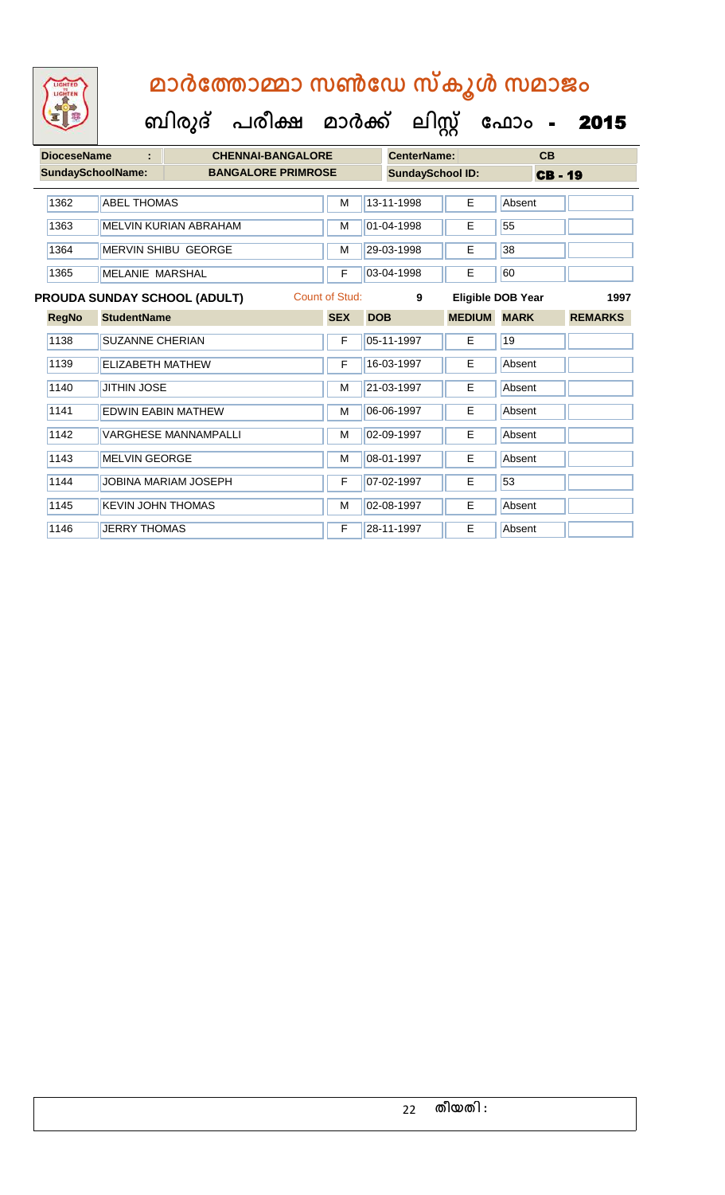# മാർത്തോമ്മാ സൺഡേ സ്കൂൾ സമാജം

## ബിരുദ് പരീക്ഷ മാർക്ക് ലിസ്റ്റ് ഫോം - 2015

| DioceseName : | CHENNAI-BANGALORE | CenterName: | CB |
|---|---|---|---|
| SundaySchoolName: | BANGALORE PRIMROSE | SundaySchool ID: | CB - 19 |

| RegNo | StudentName | SEX | DOB | MEDIUM | MARK | REMARKS |
|---|---|---|---|---|---|---|
| 1362 | ABEL THOMAS | M | 13-11-1998 | E | Absent | |
| 1363 | MELVIN KURIAN ABRAHAM | M | 01-04-1998 | E | 55 | |
| 1364 | MERVIN SHIBU GEORGE | M | 29-03-1998 | E | 38 | |
| 1365 | MELANIE MARSHAL | F | 03-04-1998 | E | 60 | |

**PROUDA SUNDAY SCHOOL (ADULT)** Count of Stud: 9 Eligible DOB Year 1997

| RegNo | StudentName | SEX | DOB | MEDIUM | MARK | REMARKS |
|---|---|---|---|---|---|---|
| 1138 | SUZANNE CHERIAN | F | 05-11-1997 | E | 19 | |
| 1139 | ELIZABETH MATHEW | F | 16-03-1997 | E | Absent | |
| 1140 | JITHIN JOSE | M | 21-03-1997 | E | Absent | |
| 1141 | EDWIN EABIN MATHEW | M | 06-06-1997 | E | Absent | |
| 1142 | VARGHESE MANNAMPALLI | M | 02-09-1997 | E | Absent | |
| 1143 | MELVIN GEORGE | M | 08-01-1997 | E | Absent | |
| 1144 | JOBINA MARIAM JOSEPH | F | 07-02-1997 | E | 53 | |
| 1145 | KEVIN JOHN THOMAS | M | 02-08-1997 | E | Absent | |
| 1146 | JERRY THOMAS | F | 28-11-1997 | E | Absent | |

തീയതി :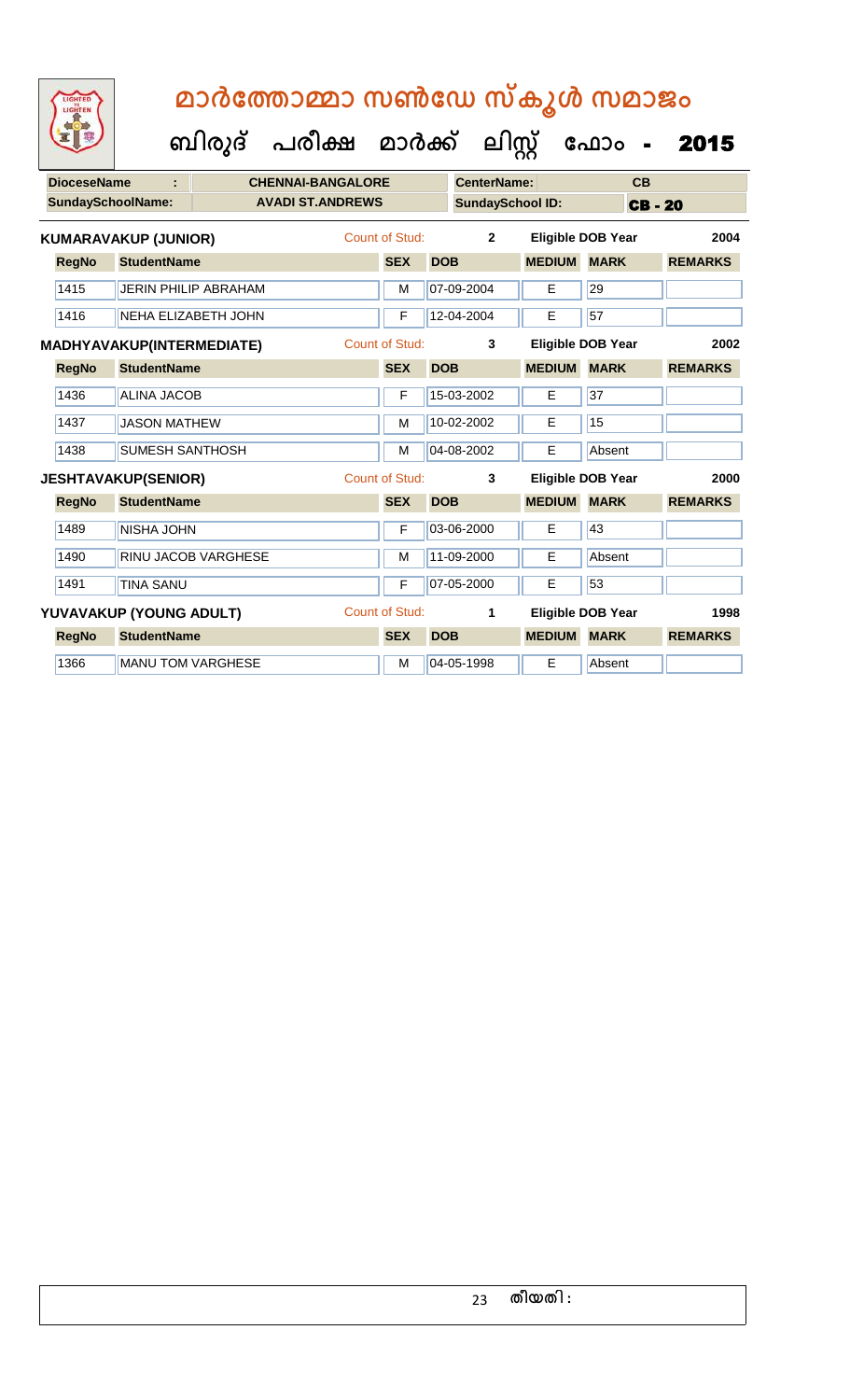# മാർത്തോമ്മാ സൺഡേ സ്കൂൾ സമാജം

## ബിരുദ് പരീക്ഷ മാർക്ക് ലിസ്റ്റ് ഫോം - 2015

| DioceseName : | CHENNAI-BANGALORE | CenterName: | CB |
|---|---|---|---|
| SundaySchoolName: | AVADI ST.ANDREWS | SundaySchool ID: | CB - 20 |

**KUMARAVAKUP (JUNIOR)** Count of Stud: 2 Eligible DOB Year 2004

| RegNo | StudentName | SEX | DOB | MEDIUM | MARK | REMARKS |
|---|---|---|---|---|---|---|
| 1415 | JERIN PHILIP ABRAHAM | M | 07-09-2004 | E | 29 | |
| 1416 | NEHA ELIZABETH JOHN | F | 12-04-2004 | E | 57 | |

**MADHYAVAKUP(INTERMEDIATE)** Count of Stud: 3 Eligible DOB Year 2002

| RegNo | StudentName | SEX | DOB | MEDIUM | MARK | REMARKS |
|---|---|---|---|---|---|---|
| 1436 | ALINA JACOB | F | 15-03-2002 | E | 37 | |
| 1437 | JASON MATHEW | M | 10-02-2002 | E | 15 | |
| 1438 | SUMESH SANTHOSH | M | 04-08-2002 | E | Absent | |

**JESHTAVAKUP(SENIOR)** Count of Stud: 3 Eligible DOB Year 2000

| RegNo | StudentName | SEX | DOB | MEDIUM | MARK | REMARKS |
|---|---|---|---|---|---|---|
| 1489 | NISHA JOHN | F | 03-06-2000 | E | 43 | |
| 1490 | RINU JACOB VARGHESE | M | 11-09-2000 | E | Absent | |
| 1491 | TINA SANU | F | 07-05-2000 | E | 53 | |

**YUVAVAKUP (YOUNG ADULT)** Count of Stud: 1 Eligible DOB Year 1998

| RegNo | StudentName | SEX | DOB | MEDIUM | MARK | REMARKS |
|---|---|---|---|---|---|---|
| 1366 | MANU TOM VARGHESE | M | 04-05-1998 | E | Absent | |

തീയതി :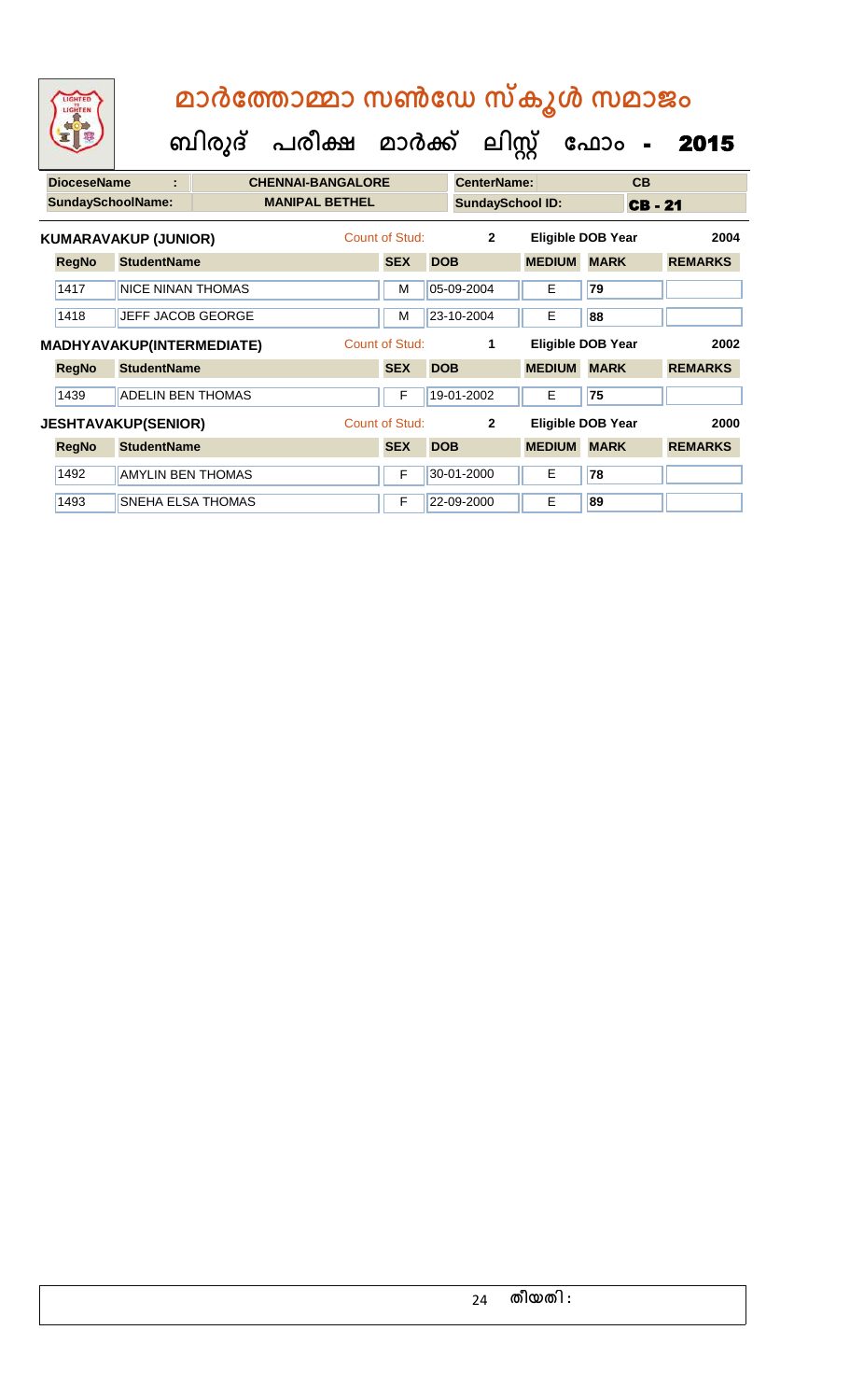# മാർത്തോമ്മാ സൺഡേ സ്കൂൾ സമാജം

## ബിരുദ് പരീക്ഷ മാർക്ക് ലിസ്റ്റ് ഫോം - 2015

| DioceseName : | CHENNAI-BANGALORE | CenterName: | CB |
|---|---|---|---|
| SundaySchoolName: | MANIPAL BETHEL | SundaySchool ID: | CB - 21 |

**KUMARAVAKUP (JUNIOR)** Count of Stud: 2 Eligible DOB Year 2004

| RegNo | StudentName | SEX | DOB | MEDIUM | MARK | REMARKS |
|---|---|---|---|---|---|---|
| 1417 | NICE NINAN THOMAS | M | 05-09-2004 | E | 79 | |
| 1418 | JEFF JACOB GEORGE | M | 23-10-2004 | E | 88 | |

**MADHYAVAKUP(INTERMEDIATE)** Count of Stud: 1 Eligible DOB Year 2002

| RegNo | StudentName | SEX | DOB | MEDIUM | MARK | REMARKS |
|---|---|---|---|---|---|---|
| 1439 | ADELIN BEN THOMAS | F | 19-01-2002 | E | 75 | |

**JESHTAVAKUP(SENIOR)** Count of Stud: 2 Eligible DOB Year 2000

| RegNo | StudentName | SEX | DOB | MEDIUM | MARK | REMARKS |
|---|---|---|---|---|---|---|
| 1492 | AMYLIN BEN THOMAS | F | 30-01-2000 | E | 78 | |
| 1493 | SNEHA ELSA THOMAS | F | 22-09-2000 | E | 89 | |

തീയതി :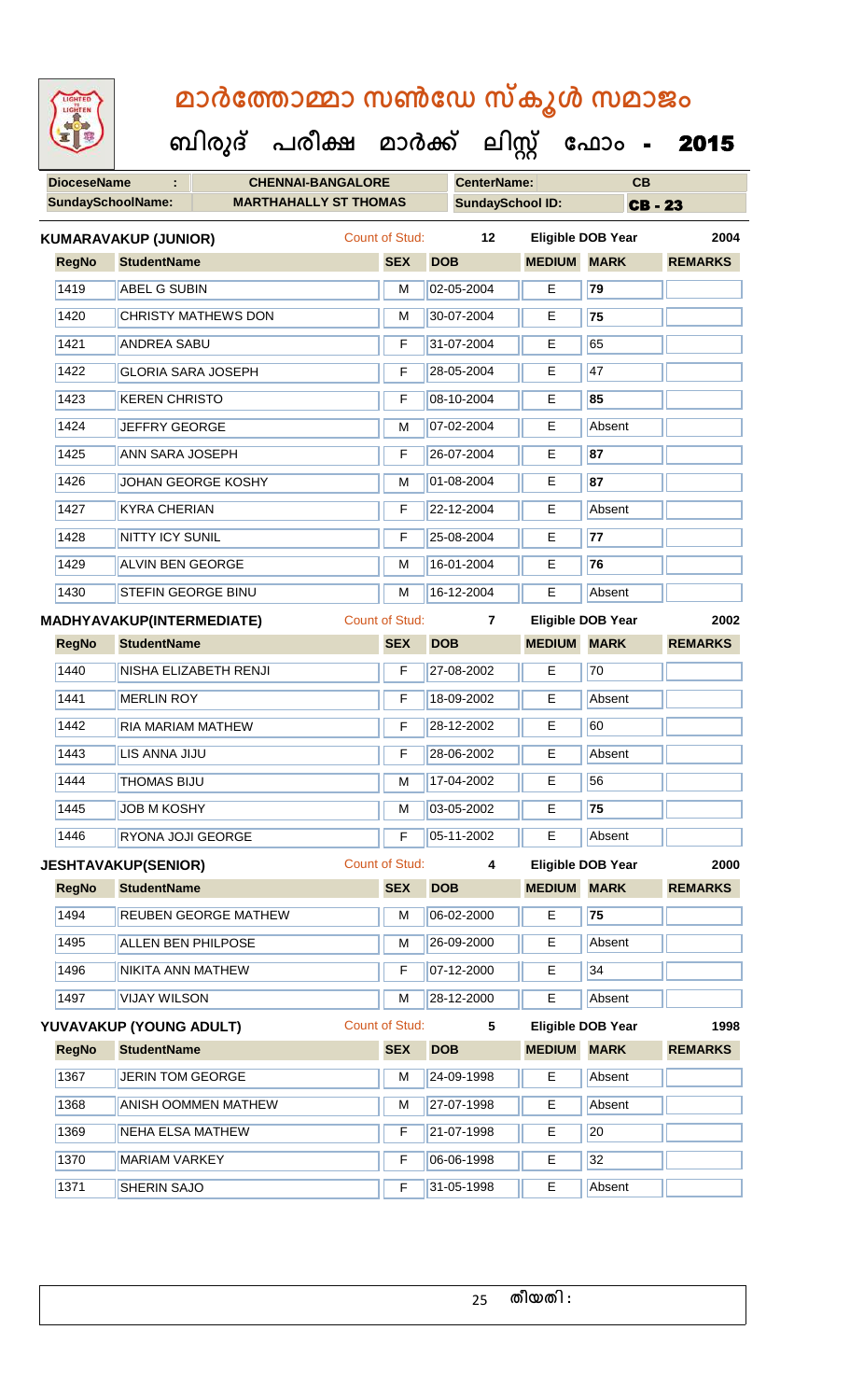# മാർത്തോമ്മാ സൺഡേ സ്കൂൾ സമാജം

## ബിരുദ് പരീക്ഷ മാർക്ക് ലിസ്റ്റ് ഫോം - 2015

| DioceseName | : | CHENNAI-BANGALORE | CenterName: | CB |
|---|---|---|---|---|
| SundaySchoolName: | | MARTHAHALLY ST THOMAS | SundaySchool ID: | CB - 23 |

**KUMARAVAKUP (JUNIOR)** Count of Stud: 12 Eligible DOB Year 2004

| RegNo | StudentName | SEX | DOB | MEDIUM | MARK | REMARKS |
|---|---|---|---|---|---|---|
| 1419 | ABEL G SUBIN | M | 02-05-2004 | E | 79 | |
| 1420 | CHRISTY MATHEWS DON | M | 30-07-2004 | E | 75 | |
| 1421 | ANDREA SABU | F | 31-07-2004 | E | 65 | |
| 1422 | GLORIA SARA JOSEPH | F | 28-05-2004 | E | 47 | |
| 1423 | KEREN CHRISTO | F | 08-10-2004 | E | 85 | |
| 1424 | JEFFRY GEORGE | M | 07-02-2004 | E | Absent | |
| 1425 | ANN SARA JOSEPH | F | 26-07-2004 | E | 87 | |
| 1426 | JOHAN GEORGE KOSHY | M | 01-08-2004 | E | 87 | |
| 1427 | KYRA CHERIAN | F | 22-12-2004 | E | Absent | |
| 1428 | NITTY ICY SUNIL | F | 25-08-2004 | E | 77 | |
| 1429 | ALVIN BEN GEORGE | M | 16-01-2004 | E | 76 | |
| 1430 | STEFIN GEORGE BINU | M | 16-12-2004 | E | Absent | |

**MADHYAVAKUP(INTERMEDIATE)** Count of Stud: 7 Eligible DOB Year 2002

| RegNo | StudentName | SEX | DOB | MEDIUM | MARK | REMARKS |
|---|---|---|---|---|---|---|
| 1440 | NISHA ELIZABETH RENJI | F | 27-08-2002 | E | 70 | |
| 1441 | MERLIN ROY | F | 18-09-2002 | E | Absent | |
| 1442 | RIA MARIAM MATHEW | F | 28-12-2002 | E | 60 | |
| 1443 | LIS ANNA JIJU | F | 28-06-2002 | E | Absent | |
| 1444 | THOMAS BIJU | M | 17-04-2002 | E | 56 | |
| 1445 | JOB M KOSHY | M | 03-05-2002 | E | 75 | |
| 1446 | RYONA JOJI GEORGE | F | 05-11-2002 | E | Absent | |

**JESHTAVAKUP(SENIOR)** Count of Stud: 4 Eligible DOB Year 2000

| RegNo | StudentName | SEX | DOB | MEDIUM | MARK | REMARKS |
|---|---|---|---|---|---|---|
| 1494 | REUBEN GEORGE MATHEW | M | 06-02-2000 | E | 75 | |
| 1495 | ALLEN BEN PHILPOSE | M | 26-09-2000 | E | Absent | |
| 1496 | NIKITA ANN MATHEW | F | 07-12-2000 | E | 34 | |
| 1497 | VIJAY WILSON | M | 28-12-2000 | E | Absent | |

**YUVAVAKUP (YOUNG ADULT)** Count of Stud: 5 Eligible DOB Year 1998

| RegNo | StudentName | SEX | DOB | MEDIUM | MARK | REMARKS |
|---|---|---|---|---|---|---|
| 1367 | JERIN TOM GEORGE | M | 24-09-1998 | E | Absent | |
| 1368 | ANISH OOMMEN MATHEW | M | 27-07-1998 | E | Absent | |
| 1369 | NEHA ELSA MATHEW | F | 21-07-1998 | E | 20 | |
| 1370 | MARIAM VARKEY | F | 06-06-1998 | E | 32 | |
| 1371 | SHERIN SAJO | F | 31-05-1998 | E | Absent | |

തീയതി :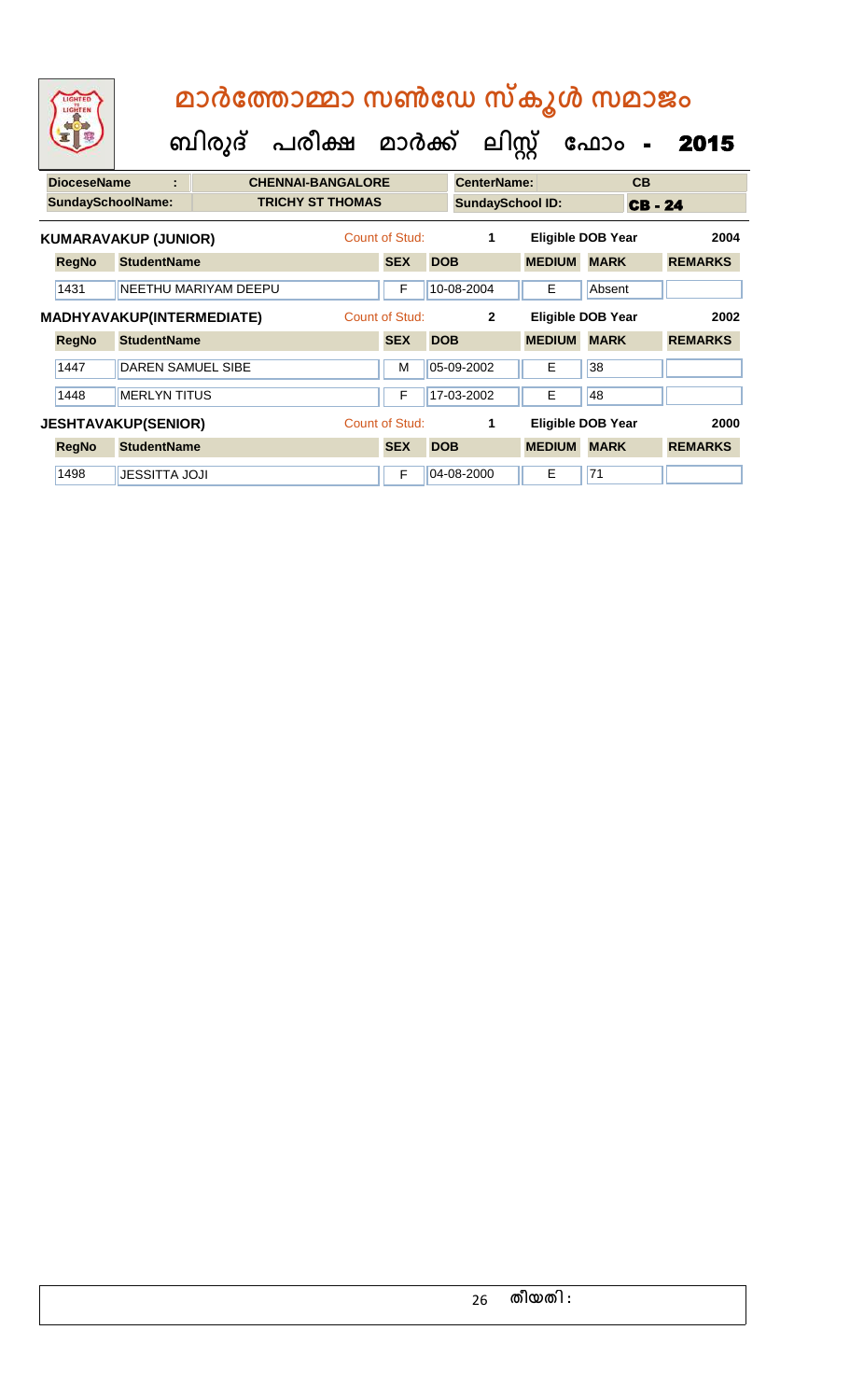# മാർത്തോമ്മാ സൺഡേ സ്കൂൾ സമാജം

## ബിരുദ് പരീക്ഷ മാർക്ക് ലിസ്റ്റ് ഫോം - 2015

| DioceseName : | CHENNAI-BANGALORE | CenterName: | CB |
|---|---|---|---|
| SundaySchoolName: | TRICHY ST THOMAS | SundaySchool ID: | CB - 24 |

**KUMARAVAKUP (JUNIOR)** Count of Stud: 1 Eligible DOB Year 2004

| RegNo | StudentName | SEX | DOB | MEDIUM | MARK | REMARKS |
|---|---|---|---|---|---|---|
| 1431 | NEETHU MARIYAM DEEPU | F | 10-08-2004 | E | Absent | |

**MADHYAVAKUP(INTERMEDIATE)** Count of Stud: 2 Eligible DOB Year 2002

| RegNo | StudentName | SEX | DOB | MEDIUM | MARK | REMARKS |
|---|---|---|---|---|---|---|
| 1447 | DAREN SAMUEL SIBE | M | 05-09-2002 | E | 38 | |
| 1448 | MERLYN TITUS | F | 17-03-2002 | E | 48 | |

**JESHTAVAKUP(SENIOR)** Count of Stud: 1 Eligible DOB Year 2000

| RegNo | StudentName | SEX | DOB | MEDIUM | MARK | REMARKS |
|---|---|---|---|---|---|---|
| 1498 | JESSITTA JOJI | F | 04-08-2000 | E | 71 | |

തീയതി :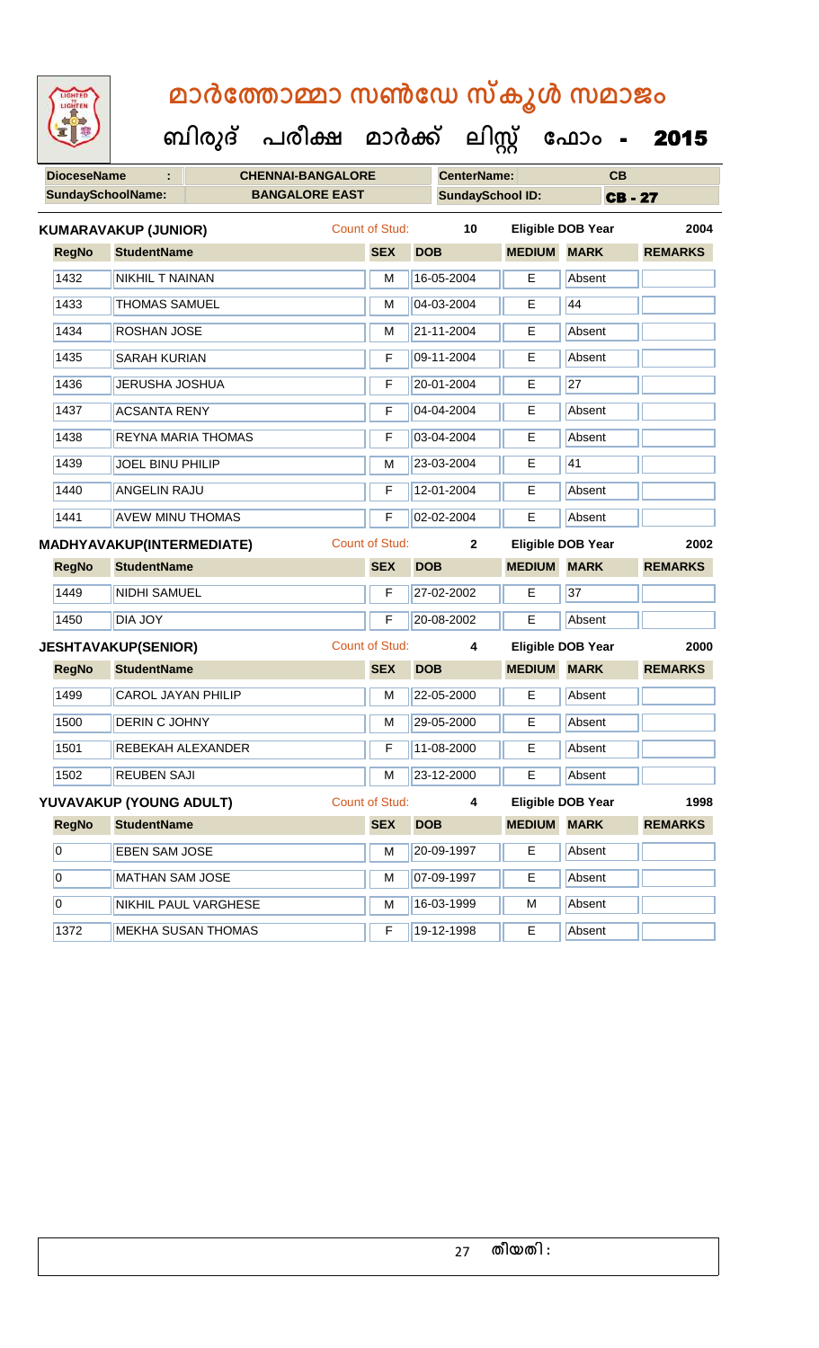# മാർത്തോമ്മാ സൺഡേ സ്കൂൾ സമാജം

## ബിരുദ് പരീക്ഷ മാർക്ക് ലിസ്റ്റ് ഫോം - 2015

| DioceseName | : | CHENNAI-BANGALORE | CenterName: | CB |
|---|---|---|---|---|
| SundaySchoolName: | | BANGALORE EAST | SundaySchool ID: | CB - 27 |

**KUMARAVAKUP (JUNIOR)** Count of Stud: 10 Eligible DOB Year 2004

| RegNo | StudentName | SEX | DOB | MEDIUM | MARK | REMARKS |
|---|---|---|---|---|---|---|
| 1432 | NIKHIL T NAINAN | M | 16-05-2004 | E | Absent | |
| 1433 | THOMAS SAMUEL | M | 04-03-2004 | E | 44 | |
| 1434 | ROSHAN JOSE | M | 21-11-2004 | E | Absent | |
| 1435 | SARAH KURIAN | F | 09-11-2004 | E | Absent | |
| 1436 | JERUSHA JOSHUA | F | 20-01-2004 | E | 27 | |
| 1437 | ACSANTA RENY | F | 04-04-2004 | E | Absent | |
| 1438 | REYNA MARIA THOMAS | F | 03-04-2004 | E | Absent | |
| 1439 | JOEL BINU PHILIP | M | 23-03-2004 | E | 41 | |
| 1440 | ANGELIN RAJU | F | 12-01-2004 | E | Absent | |
| 1441 | AVEW MINU THOMAS | F | 02-02-2004 | E | Absent | |

**MADHYAVAKUP(INTERMEDIATE)** Count of Stud: 2 Eligible DOB Year 2002

| RegNo | StudentName | SEX | DOB | MEDIUM | MARK | REMARKS |
|---|---|---|---|---|---|---|
| 1449 | NIDHI SAMUEL | F | 27-02-2002 | E | 37 | |
| 1450 | DIA JOY | F | 20-08-2002 | E | Absent | |

**JESHTAVAKUP(SENIOR)** Count of Stud: 4 Eligible DOB Year 2000

| RegNo | StudentName | SEX | DOB | MEDIUM | MARK | REMARKS |
|---|---|---|---|---|---|---|
| 1499 | CAROL JAYAN PHILIP | M | 22-05-2000 | E | Absent | |
| 1500 | DERIN C JOHNY | M | 29-05-2000 | E | Absent | |
| 1501 | REBEKAH ALEXANDER | F | 11-08-2000 | E | Absent | |
| 1502 | REUBEN SAJI | M | 23-12-2000 | E | Absent | |

**YUVAVAKUP (YOUNG ADULT)** Count of Stud: 4 Eligible DOB Year 1998

| RegNo | StudentName | SEX | DOB | MEDIUM | MARK | REMARKS |
|---|---|---|---|---|---|---|
| 0 | EBEN SAM JOSE | M | 20-09-1997 | E | Absent | |
| 0 | MATHAN SAM JOSE | M | 07-09-1997 | E | Absent | |
| 0 | NIKHIL PAUL VARGHESE | M | 16-03-1999 | M | Absent | |
| 1372 | MEKHA SUSAN THOMAS | F | 19-12-1998 | E | Absent | |

തീയതി :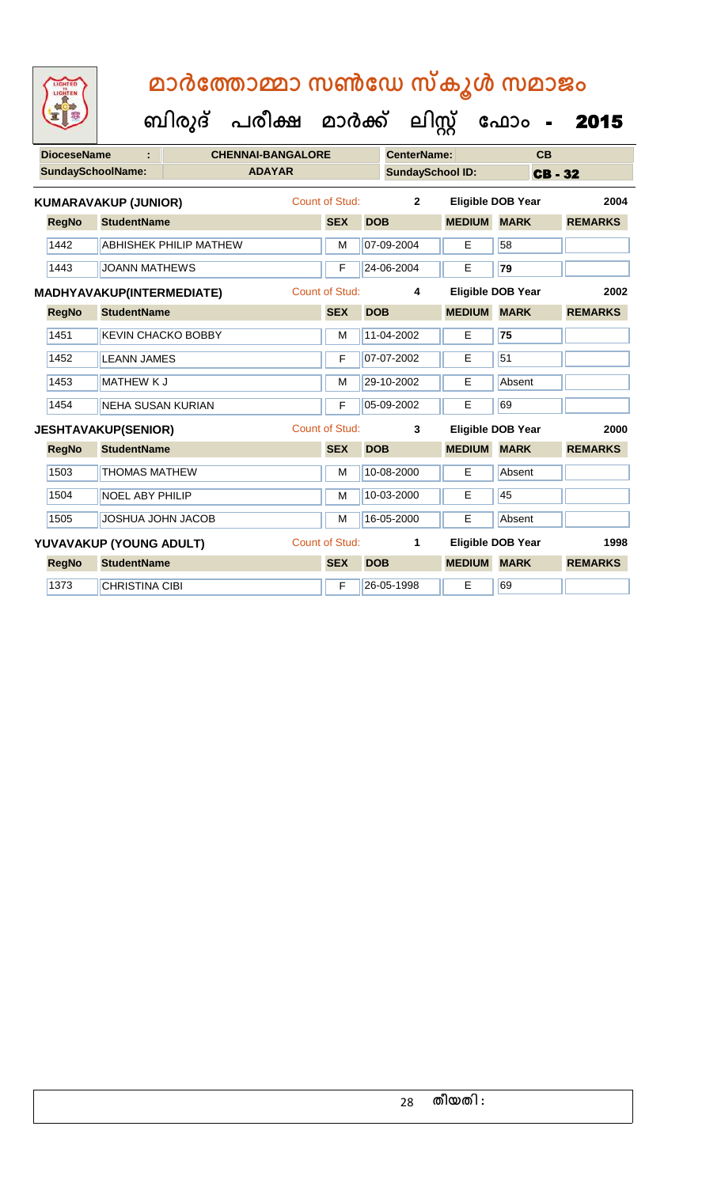# മാർത്തോമ്മാ സൺഡേ സ്കൂൾ സമാജം

## ബിരുദ് പരീക്ഷ മാർക്ക് ലിസ്റ്റ് ഫോം - 2015

**DioceseName :** CHENNAI-BANGALORE **CenterName:** CB

**SundaySchoolName:** ADAYAR **SundaySchool ID:** CB - 32

**KUMARAVAKUP (JUNIOR)** Count of Stud: 2 Eligible DOB Year 2004

| RegNo | StudentName | SEX | DOB | MEDIUM | MARK | REMARKS |
|---|---|---|---|---|---|---|
| 1442 | ABHISHEK PHILIP MATHEW | M | 07-09-2004 | E | 58 | |
| 1443 | JOANN MATHEWS | F | 24-06-2004 | E | **79** | |

**MADHYAVAKUP(INTERMEDIATE)** Count of Stud: 4 Eligible DOB Year 2002

| RegNo | StudentName | SEX | DOB | MEDIUM | MARK | REMARKS |
|---|---|---|---|---|---|---|
| 1451 | KEVIN CHACKO BOBBY | M | 11-04-2002 | E | **75** | |
| 1452 | LEANN JAMES | F | 07-07-2002 | E | 51 | |
| 1453 | MATHEW K J | M | 29-10-2002 | E | Absent | |
| 1454 | NEHA SUSAN KURIAN | F | 05-09-2002 | E | 69 | |

**JESHTAVAKUP(SENIOR)** Count of Stud: 3 Eligible DOB Year 2000

| RegNo | StudentName | SEX | DOB | MEDIUM | MARK | REMARKS |
|---|---|---|---|---|---|---|
| 1503 | THOMAS MATHEW | M | 10-08-2000 | E | Absent | |
| 1504 | NOEL ABY PHILIP | M | 10-03-2000 | E | 45 | |
| 1505 | JOSHUA JOHN JACOB | M | 16-05-2000 | E | Absent | |

**YUVAVAKUP (YOUNG ADULT)** Count of Stud: 1 Eligible DOB Year 1998

| RegNo | StudentName | SEX | DOB | MEDIUM | MARK | REMARKS |
|---|---|---|---|---|---|---|
| 1373 | CHRISTINA CIBI | F | 26-05-1998 | E | 69 | |

തീയതി :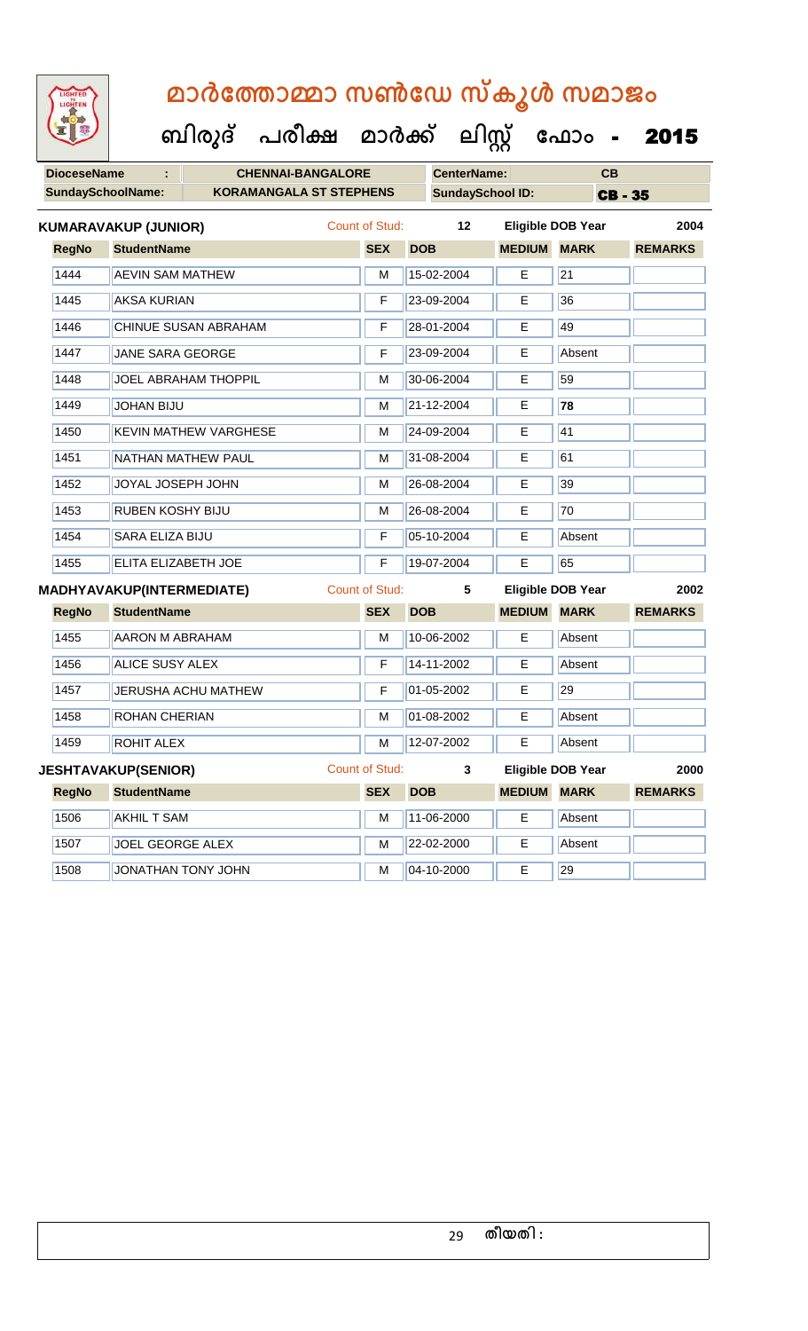# മാർത്തോമ്മാ സൺഡേ സ്കൂൾ സമാജം

## ബിരുദ് പരീക്ഷ മാർക്ക് ലിസ്റ്റ് ഫോം - 2015

| DioceseName | : | CHENNAI-BANGALORE | CenterName: | CB |
|---|---|---|---|---|
| SundaySchoolName: | | KORAMANGALA ST STEPHENS | SundaySchool ID: | CB - 35 |

**KUMARAVAKUP (JUNIOR)** Count of Stud: 12 Eligible DOB Year 2004

| RegNo | StudentName | SEX | DOB | MEDIUM | MARK | REMARKS |
|---|---|---|---|---|---|---|
| 1444 | AEVIN SAM MATHEW | M | 15-02-2004 | E | 21 | |
| 1445 | AKSA KURIAN | F | 23-09-2004 | E | 36 | |
| 1446 | CHINUE SUSAN ABRAHAM | F | 28-01-2004 | E | 49 | |
| 1447 | JANE SARA GEORGE | F | 23-09-2004 | E | Absent | |
| 1448 | JOEL ABRAHAM THOPPIL | M | 30-06-2004 | E | 59 | |
| 1449 | JOHAN BIJU | M | 21-12-2004 | E | **78** | |
| 1450 | KEVIN MATHEW VARGHESE | M | 24-09-2004 | E | 41 | |
| 1451 | NATHAN MATHEW PAUL | M | 31-08-2004 | E | 61 | |
| 1452 | JOYAL JOSEPH JOHN | M | 26-08-2004 | E | 39 | |
| 1453 | RUBEN KOSHY BIJU | M | 26-08-2004 | E | 70 | |
| 1454 | SARA ELIZA BIJU | F | 05-10-2004 | E | Absent | |
| 1455 | ELITA ELIZABETH JOE | F | 19-07-2004 | E | 65 | |

**MADHYAVAKUP(INTERMEDIATE)** Count of Stud: 5 Eligible DOB Year 2002

| RegNo | StudentName | SEX | DOB | MEDIUM | MARK | REMARKS |
|---|---|---|---|---|---|---|
| 1455 | AARON M ABRAHAM | M | 10-06-2002 | E | Absent | |
| 1456 | ALICE SUSY ALEX | F | 14-11-2002 | E | Absent | |
| 1457 | JERUSHA ACHU MATHEW | F | 01-05-2002 | E | 29 | |
| 1458 | ROHAN CHERIAN | M | 01-08-2002 | E | Absent | |
| 1459 | ROHIT ALEX | M | 12-07-2002 | E | Absent | |

**JESHTAVAKUP(SENIOR)** Count of Stud: 3 Eligible DOB Year 2000

| RegNo | StudentName | SEX | DOB | MEDIUM | MARK | REMARKS |
|---|---|---|---|---|---|---|
| 1506 | AKHIL T SAM | M | 11-06-2000 | E | Absent | |
| 1507 | JOEL GEORGE ALEX | M | 22-02-2000 | E | Absent | |
| 1508 | JONATHAN TONY JOHN | M | 04-10-2000 | E | 29 | |

തീയതി :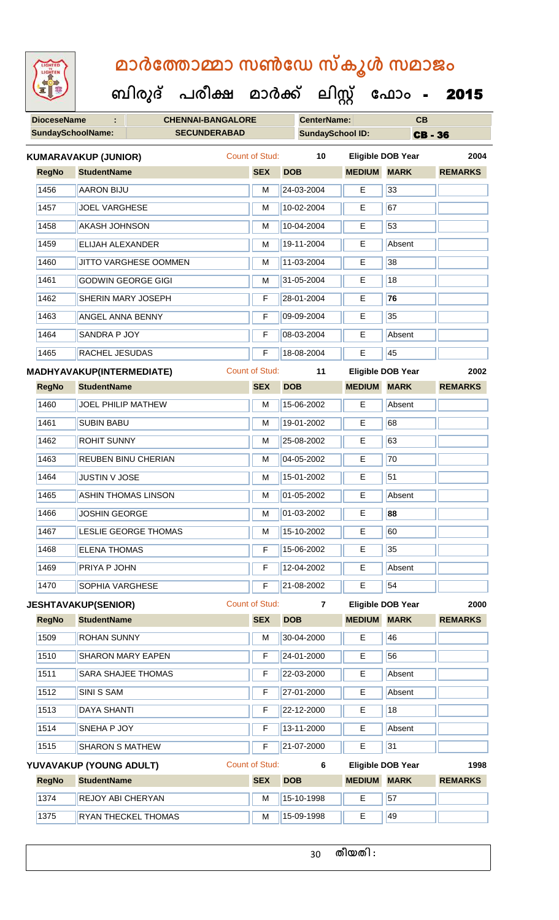# മാർത്തോമ്മാ സൺഡേ സ്കൂൾ സമാജം

## ബിരുദ് പരീക്ഷ മാർക്ക് ലിസ്റ്റ് ഫോം - 2015

| **DioceseName** | : | **CHENNAI-BANGALORE** | **CenterName:** | **CB** |
|---|---|---|---|---|
| **SundaySchoolName:** | | **SECUNDERABAD** | **SundaySchool ID:** | **CB - 36** |

**KUMARAVAKUP (JUNIOR)** — Count of Stud: 10 — Eligible DOB Year: 2004

| RegNo | StudentName | SEX | DOB | MEDIUM | MARK | REMARKS |
|---|---|---|---|---|---|---|
| 1456 | AARON BIJU | M | 24-03-2004 | E | 33 | |
| 1457 | JOEL VARGHESE | M | 10-02-2004 | E | 67 | |
| 1458 | AKASH JOHNSON | M | 10-04-2004 | E | 53 | |
| 1459 | ELIJAH ALEXANDER | M | 19-11-2004 | E | Absent | |
| 1460 | JITTO VARGHESE OOMMEN | M | 11-03-2004 | E | 38 | |
| 1461 | GODWIN GEORGE GIGI | M | 31-05-2004 | E | 18 | |
| 1462 | SHERIN MARY JOSEPH | F | 28-01-2004 | E | **76** | |
| 1463 | ANGEL ANNA BENNY | F | 09-09-2004 | E | 35 | |
| 1464 | SANDRA P JOY | F | 08-03-2004 | E | Absent | |
| 1465 | RACHEL JESUDAS | F | 18-08-2004 | E | 45 | |

**MADHYAVAKUP(INTERMEDIATE)** — Count of Stud: 11 — Eligible DOB Year: 2002

| RegNo | StudentName | SEX | DOB | MEDIUM | MARK | REMARKS |
|---|---|---|---|---|---|---|
| 1460 | JOEL PHILIP MATHEW | M | 15-06-2002 | E | Absent | |
| 1461 | SUBIN BABU | M | 19-01-2002 | E | 68 | |
| 1462 | ROHIT SUNNY | M | 25-08-2002 | E | 63 | |
| 1463 | REUBEN BINU CHERIAN | M | 04-05-2002 | E | 70 | |
| 1464 | JUSTIN V JOSE | M | 15-01-2002 | E | 51 | |
| 1465 | ASHIN THOMAS LINSON | M | 01-05-2002 | E | Absent | |
| 1466 | JOSHIN GEORGE | M | 01-03-2002 | E | **88** | |
| 1467 | LESLIE GEORGE THOMAS | M | 15-10-2002 | E | 60 | |
| 1468 | ELENA THOMAS | F | 15-06-2002 | E | 35 | |
| 1469 | PRIYA P JOHN | F | 12-04-2002 | E | Absent | |
| 1470 | SOPHIA VARGHESE | F | 21-08-2002 | E | 54 | |

**JESHTAVAKUP(SENIOR)** — Count of Stud: 7 — Eligible DOB Year: 2000

| RegNo | StudentName | SEX | DOB | MEDIUM | MARK | REMARKS |
|---|---|---|---|---|---|---|
| 1509 | ROHAN SUNNY | M | 30-04-2000 | E | 46 | |
| 1510 | SHARON MARY EAPEN | F | 24-01-2000 | E | 56 | |
| 1511 | SARA SHAJEE THOMAS | F | 22-03-2000 | E | Absent | |
| 1512 | SINI S SAM | F | 27-01-2000 | E | Absent | |
| 1513 | DAYA SHANTI | F | 22-12-2000 | E | 18 | |
| 1514 | SNEHA P JOY | F | 13-11-2000 | E | Absent | |
| 1515 | SHARON S MATHEW | F | 21-07-2000 | E | 31 | |

**YUVAVAKUP (YOUNG ADULT)** — Count of Stud: 6 — Eligible DOB Year: 1998

| RegNo | StudentName | SEX | DOB | MEDIUM | MARK | REMARKS |
|---|---|---|---|---|---|---|
| 1374 | REJOY ABI CHERYAN | M | 15-10-1998 | E | 57 | |
| 1375 | RYAN THECKEL THOMAS | M | 15-09-1998 | E | 49 | |

തീയതി :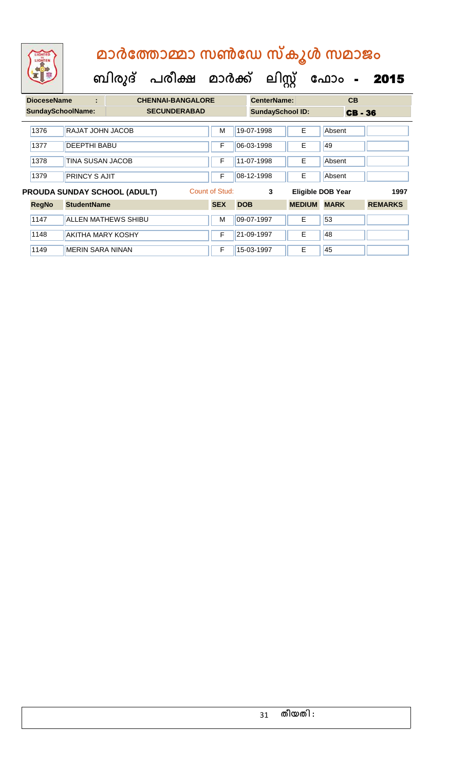# മാർത്തോമ്മാ സൺഡേ സ്കൂൾ സമാജം

## ബിരുദ് പരീക്ഷ മാർക്ക് ലിസ്റ്റ് ഫോം - 2015

| DioceseName : | CHENNAI-BANGALORE | CenterName: | CB |
|---|---|---|---|
| SundaySchoolName: | SECUNDERABAD | SundaySchool ID: | CB - 36 |

| RegNo | StudentName | SEX | DOB | MEDIUM | MARK | REMARKS |
|---|---|---|---|---|---|---|
| 1376 | RAJAT JOHN JACOB | M | 19-07-1998 | E | Absent | |
| 1377 | DEEPTHI BABU | F | 06-03-1998 | E | 49 | |
| 1378 | TINA SUSAN JACOB | F | 11-07-1998 | E | Absent | |
| 1379 | PRINCY S AJIT | F | 08-12-1998 | E | Absent | |

**PROUDA SUNDAY SCHOOL (ADULT)** Count of Stud: 3 Eligible DOB Year 1997

| RegNo | StudentName | SEX | DOB | MEDIUM | MARK | REMARKS |
|---|---|---|---|---|---|---|
| 1147 | ALLEN MATHEWS SHIBU | M | 09-07-1997 | E | 53 | |
| 1148 | AKITHA MARY KOSHY | F | 21-09-1997 | E | 48 | |
| 1149 | MERIN SARA NINAN | F | 15-03-1997 | E | 45 | |

തീയതി :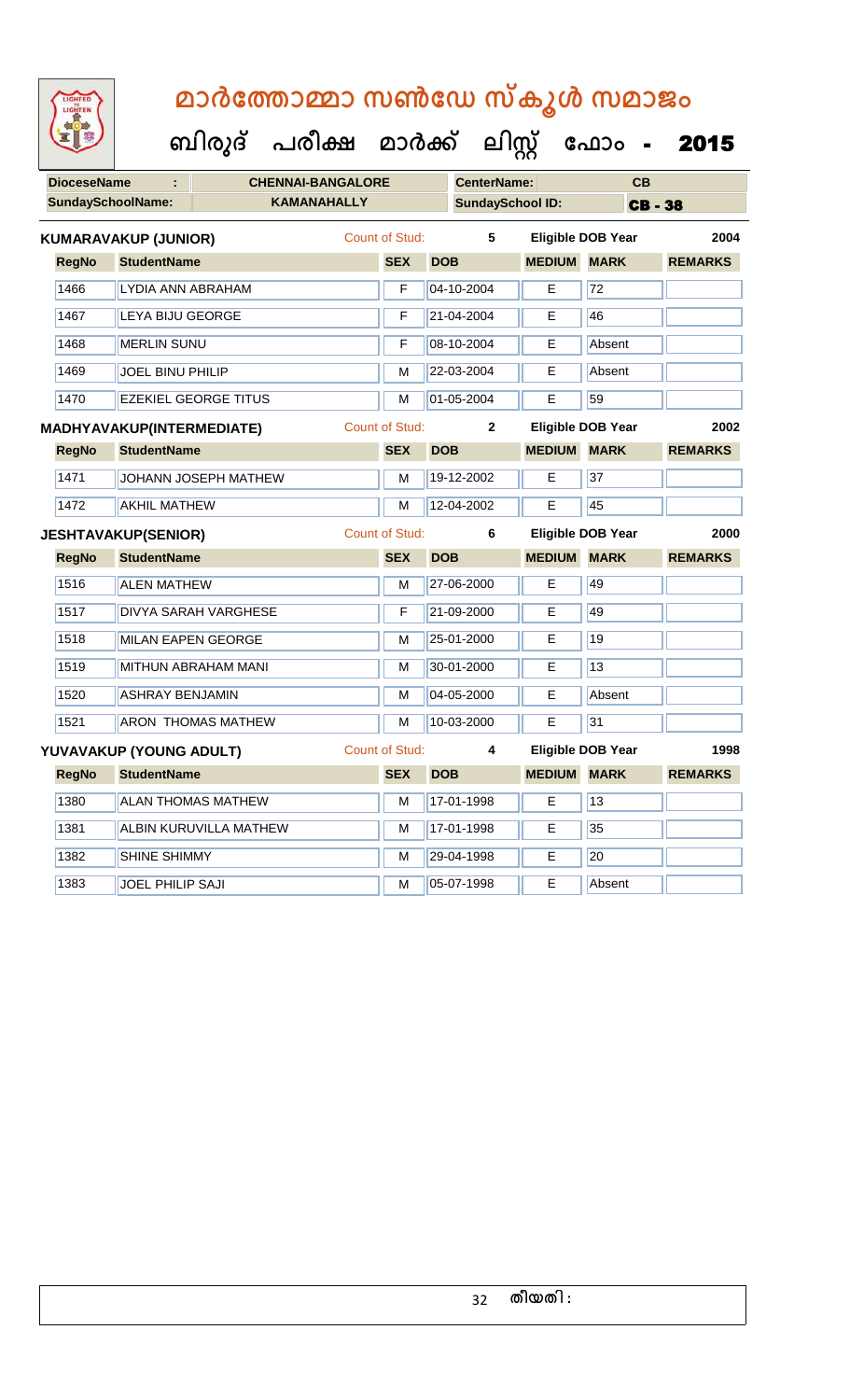# മാർത്തോമ്മാ സൺഡേ സ്കൂൾ സമാജം

## ബിരുദ് പരീക്ഷ മാർക്ക് ലിസ്റ്റ് ഫോം - 2015

| DioceseName : | CHENNAI-BANGALORE | CenterName: | CB |
|---|---|---|---|
| SundaySchoolName: | KAMANAHALLY | SundaySchool ID: | CB - 38 |

**KUMARAVAKUP (JUNIOR)** Count of Stud: 5 Eligible DOB Year 2004

| RegNo | StudentName | SEX | DOB | MEDIUM | MARK | REMARKS |
|---|---|---|---|---|---|---|
| 1466 | LYDIA ANN ABRAHAM | F | 04-10-2004 | E | 72 | |
| 1467 | LEYA BIJU GEORGE | F | 21-04-2004 | E | 46 | |
| 1468 | MERLIN SUNU | F | 08-10-2004 | E | Absent | |
| 1469 | JOEL BINU PHILIP | M | 22-03-2004 | E | Absent | |
| 1470 | EZEKIEL GEORGE TITUS | M | 01-05-2004 | E | 59 | |

**MADHYAVAKUP(INTERMEDIATE)** Count of Stud: 2 Eligible DOB Year 2002

| RegNo | StudentName | SEX | DOB | MEDIUM | MARK | REMARKS |
|---|---|---|---|---|---|---|
| 1471 | JOHANN JOSEPH MATHEW | M | 19-12-2002 | E | 37 | |
| 1472 | AKHIL MATHEW | M | 12-04-2002 | E | 45 | |

**JESHTAVAKUP(SENIOR)** Count of Stud: 6 Eligible DOB Year 2000

| RegNo | StudentName | SEX | DOB | MEDIUM | MARK | REMARKS |
|---|---|---|---|---|---|---|
| 1516 | ALEN MATHEW | M | 27-06-2000 | E | 49 | |
| 1517 | DIVYA SARAH VARGHESE | F | 21-09-2000 | E | 49 | |
| 1518 | MILAN EAPEN GEORGE | M | 25-01-2000 | E | 19 | |
| 1519 | MITHUN ABRAHAM MANI | M | 30-01-2000 | E | 13 | |
| 1520 | ASHRAY BENJAMIN | M | 04-05-2000 | E | Absent | |
| 1521 | ARON THOMAS MATHEW | M | 10-03-2000 | E | 31 | |

**YUVAVAKUP (YOUNG ADULT)** Count of Stud: 4 Eligible DOB Year 1998

| RegNo | StudentName | SEX | DOB | MEDIUM | MARK | REMARKS |
|---|---|---|---|---|---|---|
| 1380 | ALAN THOMAS MATHEW | M | 17-01-1998 | E | 13 | |
| 1381 | ALBIN KURUVILLA MATHEW | M | 17-01-1998 | E | 35 | |
| 1382 | SHINE SHIMMY | M | 29-04-1998 | E | 20 | |
| 1383 | JOEL PHILIP SAJI | M | 05-07-1998 | E | Absent | |

തീയതി :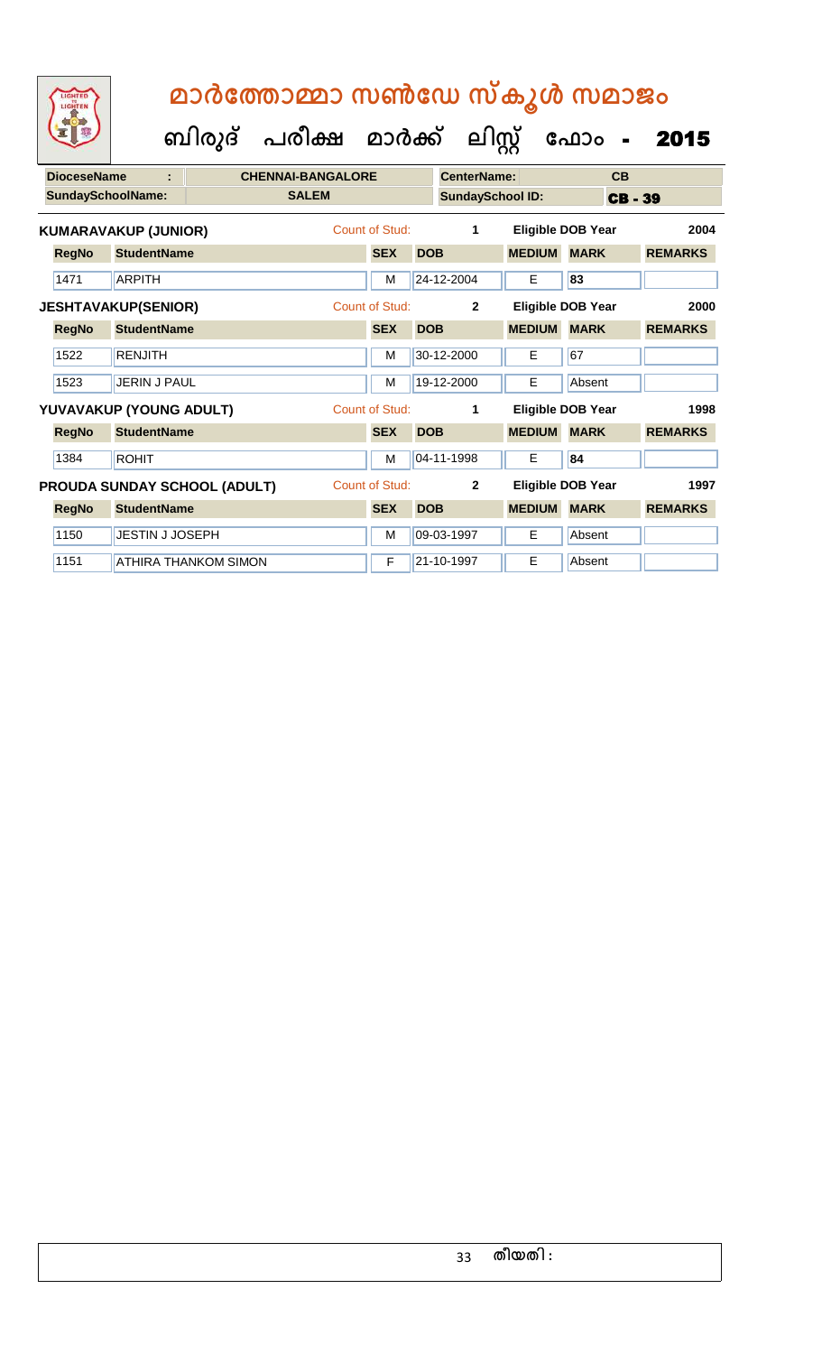# മാർത്തോമ്മാ സൺഡേ സ്കൂൾ സമാജം

## ബിരുദ് പരീക്ഷ മാർക്ക് ലിസ്റ്റ് ഫോം - 2015

| DioceseName : | CHENNAI-BANGALORE | CenterName: | CB |
|---|---|---|---|
| SundaySchoolName: | SALEM | SundaySchool ID: | CB - 39 |

**KUMARAVAKUP (JUNIOR)** — Count of Stud: 1 — Eligible DOB Year: 2004

| RegNo | StudentName | SEX | DOB | MEDIUM | MARK | REMARKS |
|---|---|---|---|---|---|---|
| 1471 | ARPITH | M | 24-12-2004 | E | 83 | |

**JESHTAVAKUP(SENIOR)** — Count of Stud: 2 — Eligible DOB Year: 2000

| RegNo | StudentName | SEX | DOB | MEDIUM | MARK | REMARKS |
|---|---|---|---|---|---|---|
| 1522 | RENJITH | M | 30-12-2000 | E | 67 | |
| 1523 | JERIN J PAUL | M | 19-12-2000 | E | Absent | |

**YUVAVAKUP (YOUNG ADULT)** — Count of Stud: 1 — Eligible DOB Year: 1998

| RegNo | StudentName | SEX | DOB | MEDIUM | MARK | REMARKS |
|---|---|---|---|---|---|---|
| 1384 | ROHIT | M | 04-11-1998 | E | 84 | |

**PROUDA SUNDAY SCHOOL (ADULT)** — Count of Stud: 2 — Eligible DOB Year: 1997

| RegNo | StudentName | SEX | DOB | MEDIUM | MARK | REMARKS |
|---|---|---|---|---|---|---|
| 1150 | JESTIN J JOSEPH | M | 09-03-1997 | E | Absent | |
| 1151 | ATHIRA THANKOM SIMON | F | 21-10-1997 | E | Absent | |

തീയതി :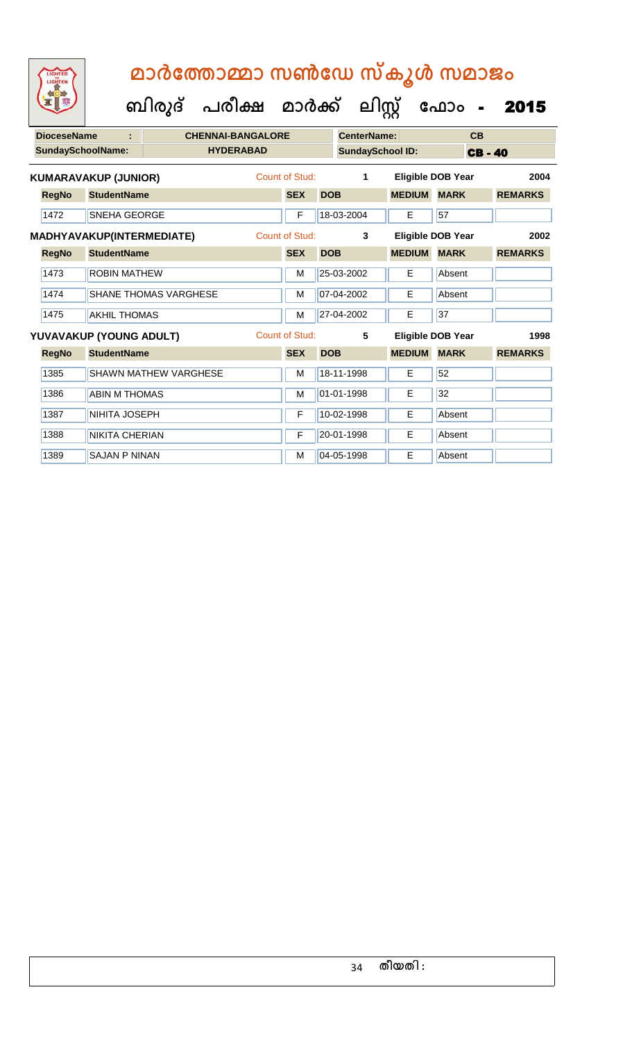# മാർത്തോമ്മാ സൺഡേ സ്കൂൾ സമാജം

## ബിരുദ് പരീക്ഷ മാർക്ക് ലിസ്റ്റ് ഫോം - 2015

| DioceseName : | CHENNAI-BANGALORE | CenterName: | CB |
|---|---|---|---|
| SundaySchoolName: | HYDERABAD | SundaySchool ID: | CB - 40 |

**KUMARAVAKUP (JUNIOR)** Count of Stud: 1 Eligible DOB Year 2004

| RegNo | StudentName | SEX | DOB | MEDIUM | MARK | REMARKS |
|---|---|---|---|---|---|---|
| 1472 | SNEHA GEORGE | F | 18-03-2004 | E | 57 | |

**MADHYAVAKUP(INTERMEDIATE)** Count of Stud: 3 Eligible DOB Year 2002

| RegNo | StudentName | SEX | DOB | MEDIUM | MARK | REMARKS |
|---|---|---|---|---|---|---|
| 1473 | ROBIN MATHEW | M | 25-03-2002 | E | Absent | |
| 1474 | SHANE THOMAS VARGHESE | M | 07-04-2002 | E | Absent | |
| 1475 | AKHIL THOMAS | M | 27-04-2002 | E | 37 | |

**YUVAVAKUP (YOUNG ADULT)** Count of Stud: 5 Eligible DOB Year 1998

| RegNo | StudentName | SEX | DOB | MEDIUM | MARK | REMARKS |
|---|---|---|---|---|---|---|
| 1385 | SHAWN MATHEW VARGHESE | M | 18-11-1998 | E | 52 | |
| 1386 | ABIN M THOMAS | M | 01-01-1998 | E | 32 | |
| 1387 | NIHITA JOSEPH | F | 10-02-1998 | E | Absent | |
| 1388 | NIKITA CHERIAN | F | 20-01-1998 | E | Absent | |
| 1389 | SAJAN P NINAN | M | 04-05-1998 | E | Absent | |

തീയതി :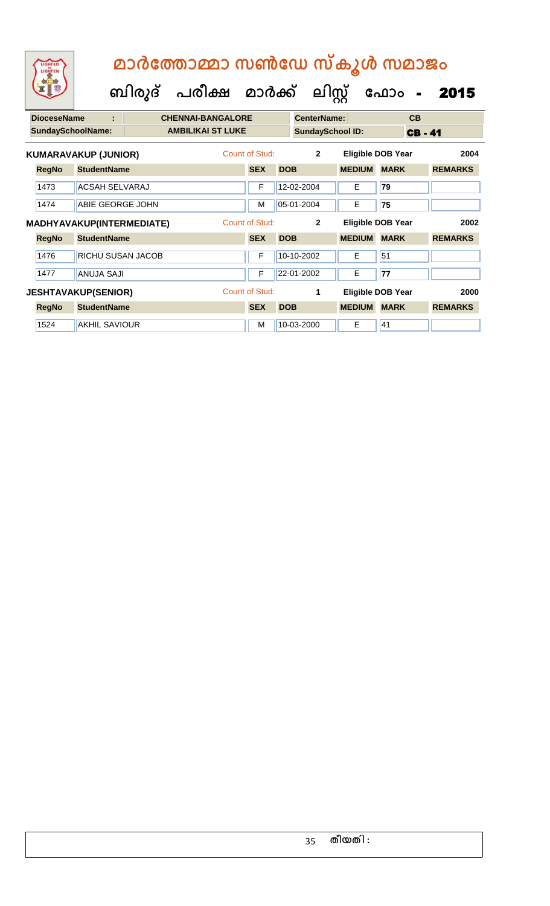# മാർത്തോമ്മാ സൺഡേ സ്കൂൾ സമാജം

## ബിരുദ് പരീക്ഷ മാർക്ക് ലിസ്റ്റ് ഫോം - 2015

| DioceseName : | CHENNAI-BANGALORE | CenterName: | CB |
|---|---|---|---|
| SundaySchoolName: | AMBILIKAI ST LUKE | SundaySchool ID: | CB - 41 |

**KUMARAVAKUP (JUNIOR)** Count of Stud: 2 Eligible DOB Year 2004

| RegNo | StudentName | SEX | DOB | MEDIUM | MARK | REMARKS |
|---|---|---|---|---|---|---|
| 1473 | ACSAH SELVARAJ | F | 12-02-2004 | E | 79 | |
| 1474 | ABIE GEORGE JOHN | M | 05-01-2004 | E | 75 | |

**MADHYAVAKUP(INTERMEDIATE)** Count of Stud: 2 Eligible DOB Year 2002

| RegNo | StudentName | SEX | DOB | MEDIUM | MARK | REMARKS |
|---|---|---|---|---|---|---|
| 1476 | RICHU SUSAN JACOB | F | 10-10-2002 | E | 51 | |
| 1477 | ANUJA SAJI | F | 22-01-2002 | E | 77 | |

**JESHTAVAKUP(SENIOR)** Count of Stud: 1 Eligible DOB Year 2000

| RegNo | StudentName | SEX | DOB | MEDIUM | MARK | REMARKS |
|---|---|---|---|---|---|---|
| 1524 | AKHIL SAVIOUR | M | 10-03-2000 | E | 41 | |

തീയതി :